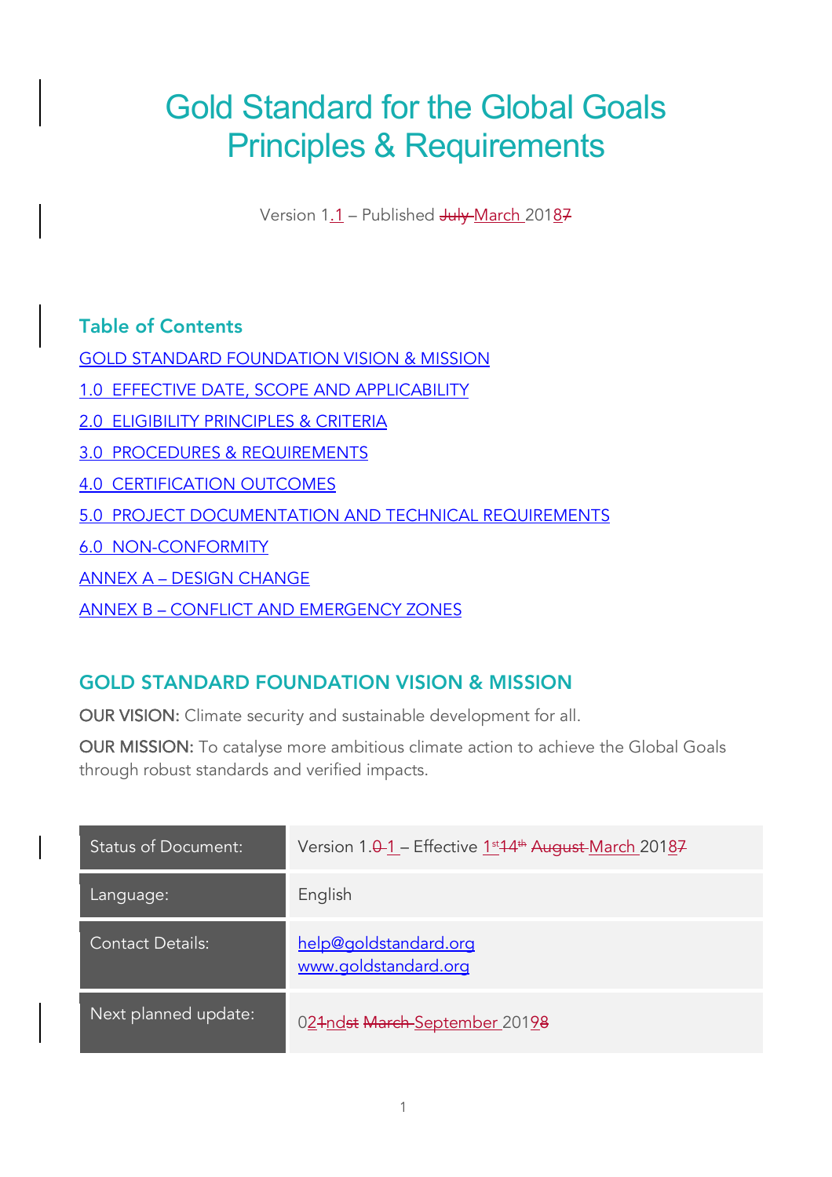# Gold Standard for the Global Goals Principles & Requirements

Version 1.1 – Published ~~July~~ March 2018~~7~~

## Table of Contents

[GOLD STANDARD FOUNDATION VISION & MISSION]

[1.0 EFFECTIVE DATE, SCOPE AND APPLICABILITY]

[2.0 ELIGIBILITY PRINCIPLES & CRITERIA]

[3.0 PROCEDURES & REQUIREMENTS]

[4.0 CERTIFICATION OUTCOMES]

[5.0 PROJECT DOCUMENTATION AND TECHNICAL REQUIREMENTS]

[6.0 NON-CONFORMITY]

[ANNEX A – DESIGN CHANGE]

[ANNEX B – CONFLICT AND EMERGENCY ZONES]

## GOLD STANDARD FOUNDATION VISION & MISSION

**OUR VISION:** Climate security and sustainable development for all.

**OUR MISSION:** To catalyse more ambitious climate action to achieve the Global Goals through robust standards and verified impacts.

| | |
|---|---|
| Status of Document: | Version 1.~~0~~1 – Effective 1st~~14th~~ ~~August~~ March 2018~~7~~ |
| Language: | English |
| Contact Details: | help@goldstandard.org<br>www.goldstandard.org |
| Next planned update: | 02~~1~~nd~~st~~ ~~March~~ September 2019~~8~~ |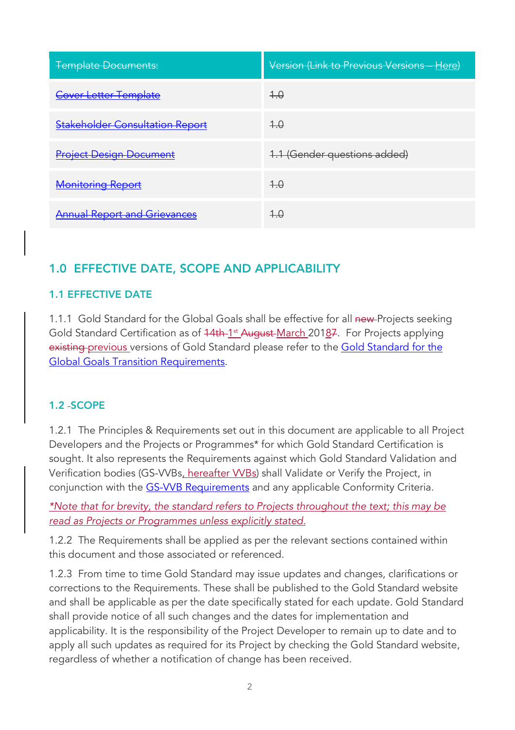| ~~Template Documents:~~ | ~~Version (Link to Previous Versions – Here)~~ |
|---|---|
| ~~Cover Letter Template~~ | ~~1.0~~ |
| ~~Stakeholder Consultation Report~~ | ~~1.0~~ |
| ~~Project Design Document~~ | ~~1.1 (Gender questions added)~~ |
| ~~Monitoring Report~~ | ~~1.0~~ |
| ~~Annual Report and Grievances~~ | ~~1.0~~ |

## 1.0 EFFECTIVE DATE, SCOPE AND APPLICABILITY

### 1.1 EFFECTIVE DATE

1.1.1 Gold Standard for the Global Goals shall be effective for all ~~new~~ Projects seeking Gold Standard Certification as of ~~14th~~ 1st ~~August~~ March 201~~7~~8. For Projects applying ~~existing~~ previous versions of Gold Standard please refer to the Gold Standard for the Global Goals Transition Requirements.

### 1.2 SCOPE

1.2.1 The Principles & Requirements set out in this document are applicable to all Project Developers and the Projects or Programmes* for which Gold Standard Certification is sought. It also represents the Requirements against which Gold Standard Validation and Verification bodies (GS-VVBs, hereafter VVBs) shall Validate or Verify the Project, in conjunction with the GS-VVB Requirements and any applicable Conformity Criteria.

*\*Note that for brevity, the standard refers to Projects throughout the text; this may be read as Projects or Programmes unless explicitly stated.*

1.2.2 The Requirements shall be applied as per the relevant sections contained within this document and those associated or referenced.

1.2.3 From time to time Gold Standard may issue updates and changes, clarifications or corrections to the Requirements. These shall be published to the Gold Standard website and shall be applicable as per the date specifically stated for each update. Gold Standard shall provide notice of all such changes and the dates for implementation and applicability. It is the responsibility of the Project Developer to remain up to date and to apply all such updates as required for its Project by checking the Gold Standard website, regardless of whether a notification of change has been received.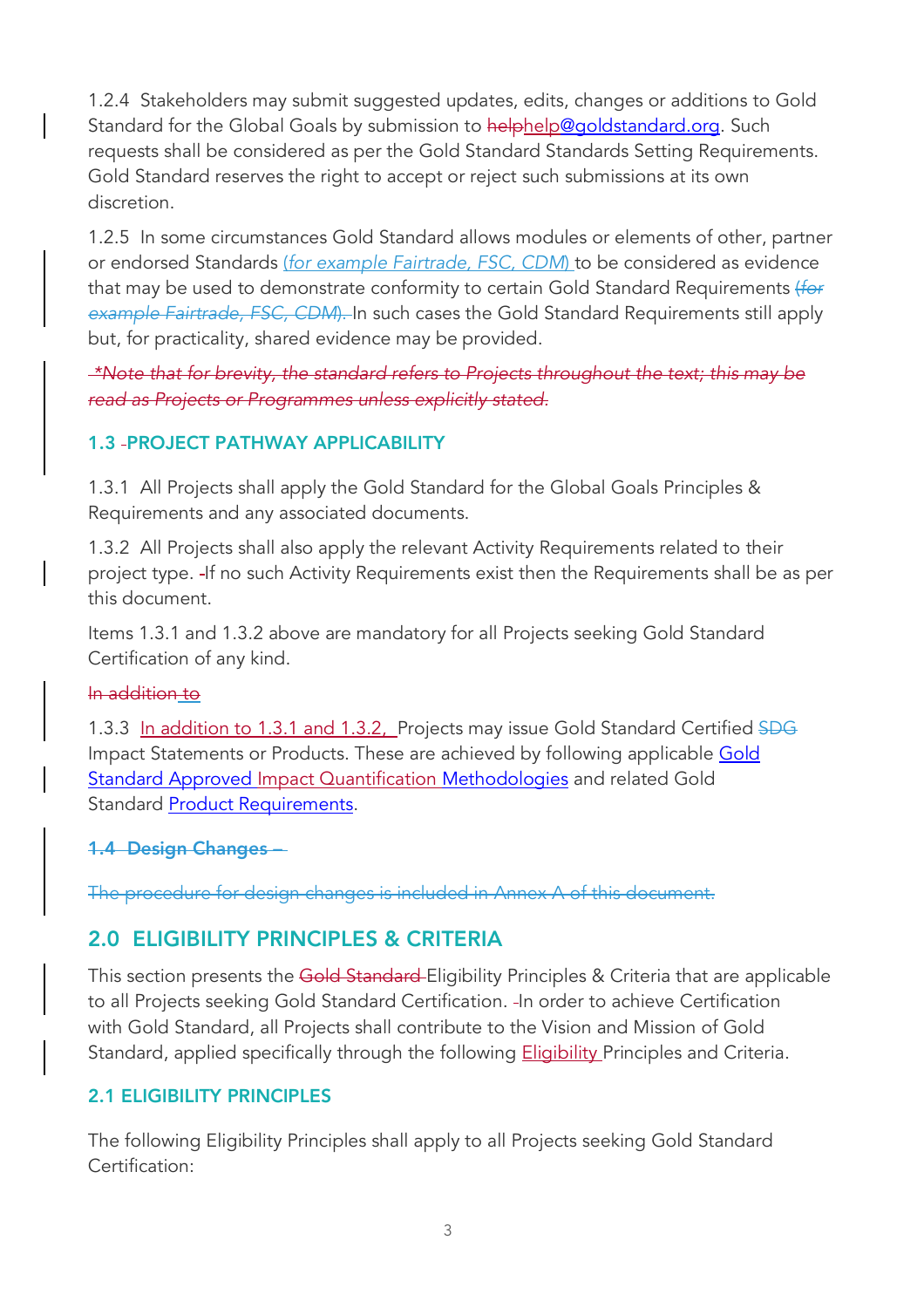1.2.4 Stakeholders may submit suggested updates, edits, changes or additions to Gold Standard for the Global Goals by submission to helphelp@goldstandard.org. Such requests shall be considered as per the Gold Standard Standards Setting Requirements. Gold Standard reserves the right to accept or reject such submissions at its own discretion.

1.2.5 In some circumstances Gold Standard allows modules or elements of other, partner or endorsed Standards (*for example Fairtrade, FSC, CDM*) to be considered as evidence that may be used to demonstrate conformity to certain Gold Standard Requirements ~~(*for example Fairtrade, FSC, CDM*).~~ In such cases the Gold Standard Requirements still apply but, for practicality, shared evidence may be provided.

~~*\*Note that for brevity, the standard refers to Projects throughout the text; this may be read as Projects or Programmes unless explicitly stated.*~~

### 1.3 PROJECT PATHWAY APPLICABILITY

1.3.1 All Projects shall apply the Gold Standard for the Global Goals Principles & Requirements and any associated documents.

1.3.2 All Projects shall also apply the relevant Activity Requirements related to their project type. If no such Activity Requirements exist then the Requirements shall be as per this document.

Items 1.3.1 and 1.3.2 above are mandatory for all Projects seeking Gold Standard Certification of any kind.

~~In addition~~ to

1.3.3 In addition to 1.3.1 and 1.3.2, Projects may issue Gold Standard Certified ~~SDG~~ Impact Statements or Products. These are achieved by following applicable Gold Standard Approved Impact Quantification Methodologies and related Gold Standard Product Requirements.

### ~~1.4 Design Changes –~~

~~The procedure for design changes is included in Annex A of this document.~~

## 2.0 ELIGIBILITY PRINCIPLES & CRITERIA

This section presents the ~~Gold Standard~~ Eligibility Principles & Criteria that are applicable to all Projects seeking Gold Standard Certification. In order to achieve Certification with Gold Standard, all Projects shall contribute to the Vision and Mission of Gold Standard, applied specifically through the following Eligibility Principles and Criteria.

### 2.1 ELIGIBILITY PRINCIPLES

The following Eligibility Principles shall apply to all Projects seeking Gold Standard Certification: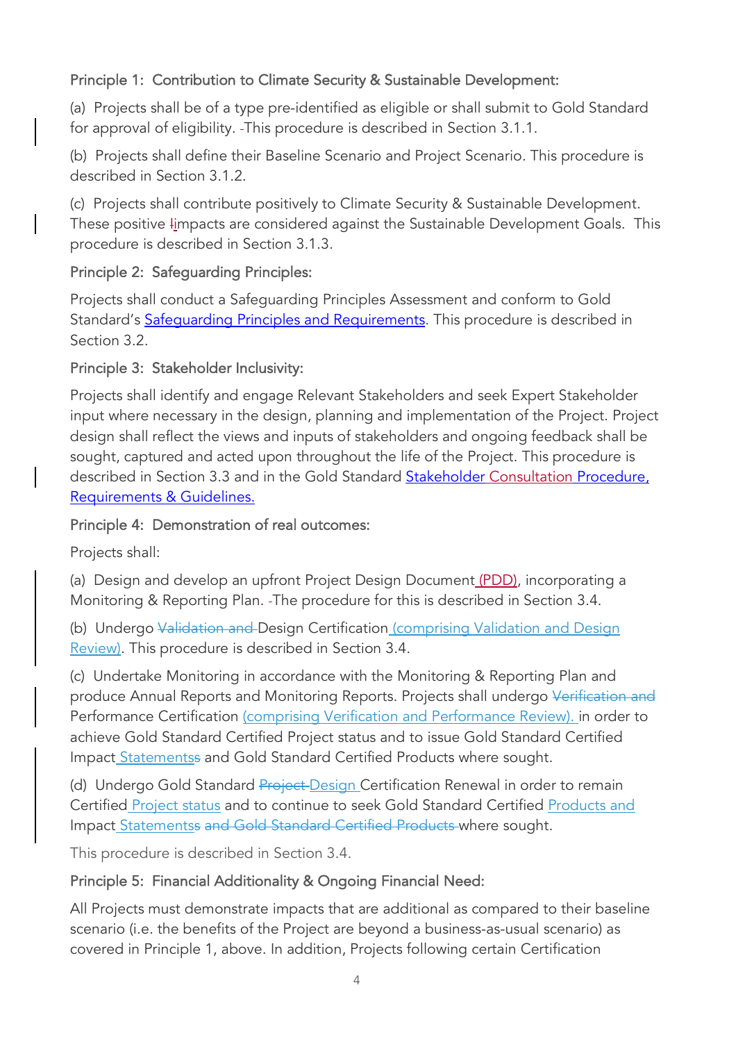### Principle 1: Contribution to Climate Security & Sustainable Development:

(a) Projects shall be of a type pre-identified as eligible or shall submit to Gold Standard for approval of eligibility. This procedure is described in Section 3.1.1.

(b) Projects shall define their Baseline Scenario and Project Scenario. This procedure is described in Section 3.1.2.

(c) Projects shall contribute positively to Climate Security & Sustainable Development. These positive impacts are considered against the Sustainable Development Goals. This procedure is described in Section 3.1.3.

### Principle 2: Safeguarding Principles:

Projects shall conduct a Safeguarding Principles Assessment and conform to Gold Standard's Safeguarding Principles and Requirements. This procedure is described in Section 3.2.

### Principle 3: Stakeholder Inclusivity:

Projects shall identify and engage Relevant Stakeholders and seek Expert Stakeholder input where necessary in the design, planning and implementation of the Project. Project design shall reflect the views and inputs of stakeholders and ongoing feedback shall be sought, captured and acted upon throughout the life of the Project. This procedure is described in Section 3.3 and in the Gold Standard Stakeholder Consultation Procedure, Requirements & Guidelines.

### Principle 4: Demonstration of real outcomes:

Projects shall:

(a) Design and develop an upfront Project Design Document (PDD), incorporating a Monitoring & Reporting Plan. The procedure for this is described in Section 3.4.

(b) Undergo ~~Validation and~~ Design Certification (comprising Validation and Design Review). This procedure is described in Section 3.4.

(c) Undertake Monitoring in accordance with the Monitoring & Reporting Plan and produce Annual Reports and Monitoring Reports. Projects shall undergo ~~Verification and~~ Performance Certification (comprising Verification and Performance Review). in order to achieve Gold Standard Certified Project status and to issue Gold Standard Certified Impact Statements~~s~~ and Gold Standard Certified Products where sought.

(d) Undergo Gold Standard ~~Project~~ Design Certification Renewal in order to remain Certified Project status and to continue to seek Gold Standard Certified Products and Impact Statements~~s and Gold Standard Certified Products~~ where sought.

This procedure is described in Section 3.4.

### Principle 5: Financial Additionality & Ongoing Financial Need:

All Projects must demonstrate impacts that are additional as compared to their baseline scenario (i.e. the benefits of the Project are beyond a business-as-usual scenario) as covered in Principle 1, above. In addition, Projects following certain Certification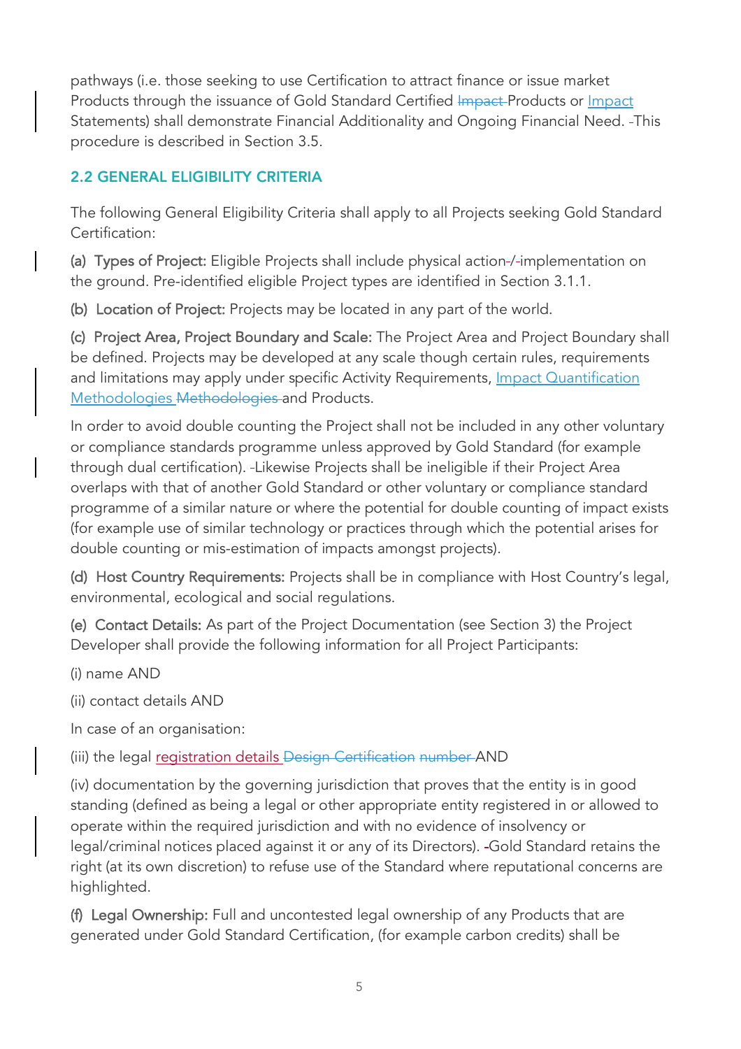pathways (i.e. those seeking to use Certification to attract finance or issue market Products through the issuance of Gold Standard Certified ~~Impact~~ Products or Impact Statements) shall demonstrate Financial Additionality and Ongoing Financial Need. This procedure is described in Section 3.5.

## 2.2 GENERAL ELIGIBILITY CRITERIA

The following General Eligibility Criteria shall apply to all Projects seeking Gold Standard Certification:

**(a) Types of Project:** Eligible Projects shall include physical action/implementation on the ground. Pre-identified eligible Project types are identified in Section 3.1.1.

**(b) Location of Project:** Projects may be located in any part of the world.

**(c) Project Area, Project Boundary and Scale:** The Project Area and Project Boundary shall be defined. Projects may be developed at any scale though certain rules, requirements and limitations may apply under specific Activity Requirements, Impact Quantification Methodologies ~~Methodologies~~ and Products.

In order to avoid double counting the Project shall not be included in any other voluntary or compliance standards programme unless approved by Gold Standard (for example through dual certification). Likewise Projects shall be ineligible if their Project Area overlaps with that of another Gold Standard or other voluntary or compliance standard programme of a similar nature or where the potential for double counting of impact exists (for example use of similar technology or practices through which the potential arises for double counting or mis-estimation of impacts amongst projects).

**(d) Host Country Requirements:** Projects shall be in compliance with Host Country's legal, environmental, ecological and social regulations.

**(e) Contact Details:** As part of the Project Documentation (see Section 3) the Project Developer shall provide the following information for all Project Participants:

(i) name AND

(ii) contact details AND

In case of an organisation:

(iii) the legal registration details ~~Design Certification number~~ AND

(iv) documentation by the governing jurisdiction that proves that the entity is in good standing (defined as being a legal or other appropriate entity registered in or allowed to operate within the required jurisdiction and with no evidence of insolvency or legal/criminal notices placed against it or any of its Directors). Gold Standard retains the right (at its own discretion) to refuse use of the Standard where reputational concerns are highlighted.

**(f) Legal Ownership:** Full and uncontested legal ownership of any Products that are generated under Gold Standard Certification, (for example carbon credits) shall be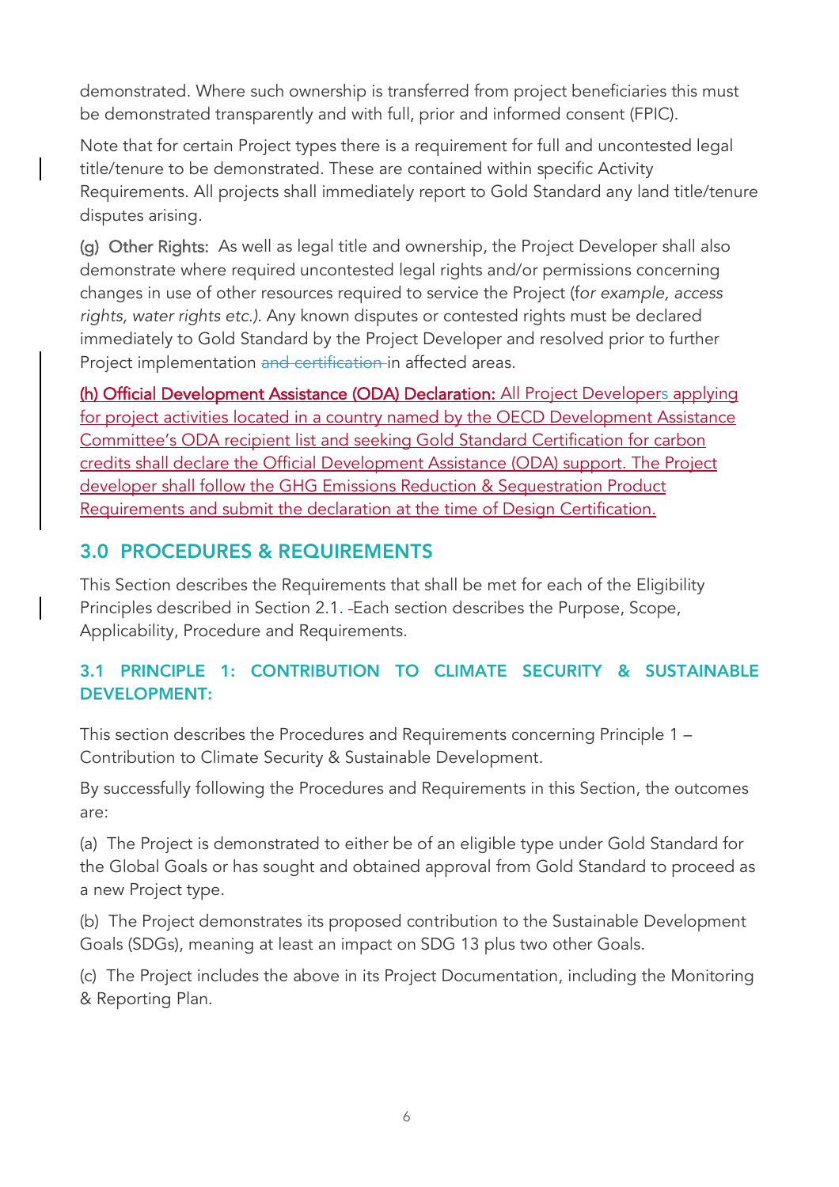demonstrated. Where such ownership is transferred from project beneficiaries this must be demonstrated transparently and with full, prior and informed consent (FPIC).

Note that for certain Project types there is a requirement for full and uncontested legal title/tenure to be demonstrated. These are contained within specific Activity Requirements. All projects shall immediately report to Gold Standard any land title/tenure disputes arising.

(g) Other Rights: As well as legal title and ownership, the Project Developer shall also demonstrate where required uncontested legal rights and/or permissions concerning changes in use of other resources required to service the Project (f*or example, access rights, water rights etc.)*. Any known disputes or contested rights must be declared immediately to Gold Standard by the Project Developer and resolved prior to further Project implementation ~~and certification~~ in affected areas.

**(h) Official Development Assistance (ODA) Declaration:** All Project Developers applying for project activities located in a country named by the OECD Development Assistance Committee's ODA recipient list and seeking Gold Standard Certification for carbon credits shall declare the Official Development Assistance (ODA) support. The Project developer shall follow the GHG Emissions Reduction & Sequestration Product Requirements and submit the declaration at the time of Design Certification.

## 3.0 PROCEDURES & REQUIREMENTS

This Section describes the Requirements that shall be met for each of the Eligibility Principles described in Section 2.1. Each section describes the Purpose, Scope, Applicability, Procedure and Requirements.

### 3.1 PRINCIPLE 1: CONTRIBUTION TO CLIMATE SECURITY & SUSTAINABLE DEVELOPMENT:

This section describes the Procedures and Requirements concerning Principle 1 – Contribution to Climate Security & Sustainable Development.

By successfully following the Procedures and Requirements in this Section, the outcomes are:

(a) The Project is demonstrated to either be of an eligible type under Gold Standard for the Global Goals or has sought and obtained approval from Gold Standard to proceed as a new Project type.

(b) The Project demonstrates its proposed contribution to the Sustainable Development Goals (SDGs), meaning at least an impact on SDG 13 plus two other Goals.

(c) The Project includes the above in its Project Documentation, including the Monitoring & Reporting Plan.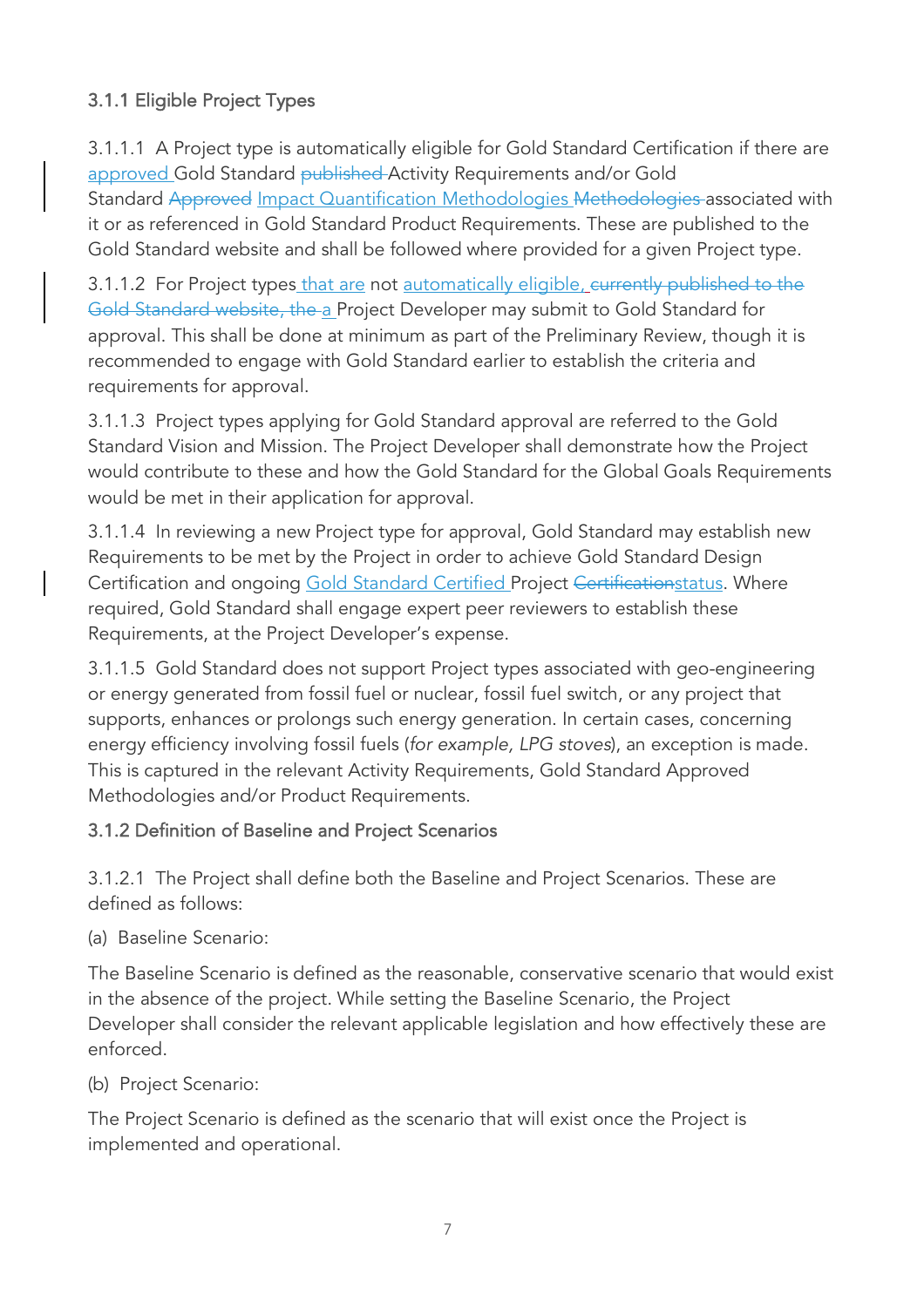### 3.1.1 Eligible Project Types

3.1.1.1 A Project type is automatically eligible for Gold Standard Certification if there are approved Gold Standard ~~published~~ Activity Requirements and/or Gold Standard ~~Approved~~ Impact Quantification Methodologies ~~Methodologies~~ associated with it or as referenced in Gold Standard Product Requirements. These are published to the Gold Standard website and shall be followed where provided for a given Project type.

3.1.1.2 For Project types that are not automatically eligible, ~~currently published to the Gold Standard website, the~~ a Project Developer may submit to Gold Standard for approval. This shall be done at minimum as part of the Preliminary Review, though it is recommended to engage with Gold Standard earlier to establish the criteria and requirements for approval.

3.1.1.3 Project types applying for Gold Standard approval are referred to the Gold Standard Vision and Mission. The Project Developer shall demonstrate how the Project would contribute to these and how the Gold Standard for the Global Goals Requirements would be met in their application for approval.

3.1.1.4 In reviewing a new Project type for approval, Gold Standard may establish new Requirements to be met by the Project in order to achieve Gold Standard Design Certification and ongoing Gold Standard Certified Project ~~Certification~~status. Where required, Gold Standard shall engage expert peer reviewers to establish these Requirements, at the Project Developer's expense.

3.1.1.5 Gold Standard does not support Project types associated with geo-engineering or energy generated from fossil fuel or nuclear, fossil fuel switch, or any project that supports, enhances or prolongs such energy generation. In certain cases, concerning energy efficiency involving fossil fuels (*for example, LPG stoves*), an exception is made. This is captured in the relevant Activity Requirements, Gold Standard Approved Methodologies and/or Product Requirements.

### 3.1.2 Definition of Baseline and Project Scenarios

3.1.2.1 The Project shall define both the Baseline and Project Scenarios. These are defined as follows:

(a) Baseline Scenario:

The Baseline Scenario is defined as the reasonable, conservative scenario that would exist in the absence of the project. While setting the Baseline Scenario, the Project Developer shall consider the relevant applicable legislation and how effectively these are enforced.

(b) Project Scenario:

The Project Scenario is defined as the scenario that will exist once the Project is implemented and operational.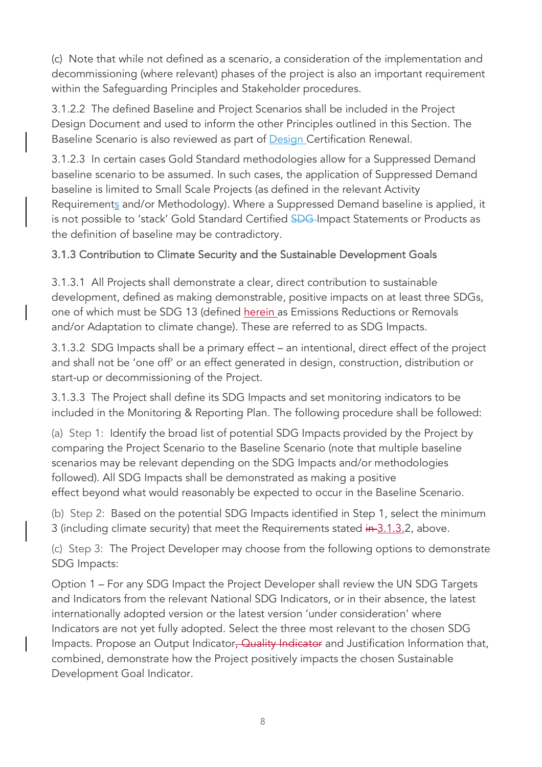(c) Note that while not defined as a scenario, a consideration of the implementation and decommissioning (where relevant) phases of the project is also an important requirement within the Safeguarding Principles and Stakeholder procedures.

3.1.2.2 The defined Baseline and Project Scenarios shall be included in the Project Design Document and used to inform the other Principles outlined in this Section. The Baseline Scenario is also reviewed as part of Design Certification Renewal.

3.1.2.3 In certain cases Gold Standard methodologies allow for a Suppressed Demand baseline scenario to be assumed. In such cases, the application of Suppressed Demand baseline is limited to Small Scale Projects (as defined in the relevant Activity Requirements and/or Methodology). Where a Suppressed Demand baseline is applied, it is not possible to 'stack' Gold Standard Certified ~~SDG~~ Impact Statements or Products as the definition of baseline may be contradictory.

### 3.1.3 Contribution to Climate Security and the Sustainable Development Goals

3.1.3.1 All Projects shall demonstrate a clear, direct contribution to sustainable development, defined as making demonstrable, positive impacts on at least three SDGs, one of which must be SDG 13 (defined herein as Emissions Reductions or Removals and/or Adaptation to climate change). These are referred to as SDG Impacts.

3.1.3.2 SDG Impacts shall be a primary effect – an intentional, direct effect of the project and shall not be 'one off' or an effect generated in design, construction, distribution or start-up or decommissioning of the Project.

3.1.3.3 The Project shall define its SDG Impacts and set monitoring indicators to be included in the Monitoring & Reporting Plan. The following procedure shall be followed:

(a) Step 1: Identify the broad list of potential SDG Impacts provided by the Project by comparing the Project Scenario to the Baseline Scenario (note that multiple baseline scenarios may be relevant depending on the SDG Impacts and/or methodologies followed). All SDG Impacts shall be demonstrated as making a positive effect beyond what would reasonably be expected to occur in the Baseline Scenario.

(b) Step 2: Based on the potential SDG Impacts identified in Step 1, select the minimum 3 (including climate security) that meet the Requirements stated ~~in~~ 3.1.3.2, above.

(c) Step 3: The Project Developer may choose from the following options to demonstrate SDG Impacts:

Option 1 – For any SDG Impact the Project Developer shall review the UN SDG Targets and Indicators from the relevant National SDG Indicators, or in their absence, the latest internationally adopted version or the latest version 'under consideration' where Indicators are not yet fully adopted. Select the three most relevant to the chosen SDG Impacts. Propose an Output Indicator~~, Quality Indicator~~ and Justification Information that, combined, demonstrate how the Project positively impacts the chosen Sustainable Development Goal Indicator.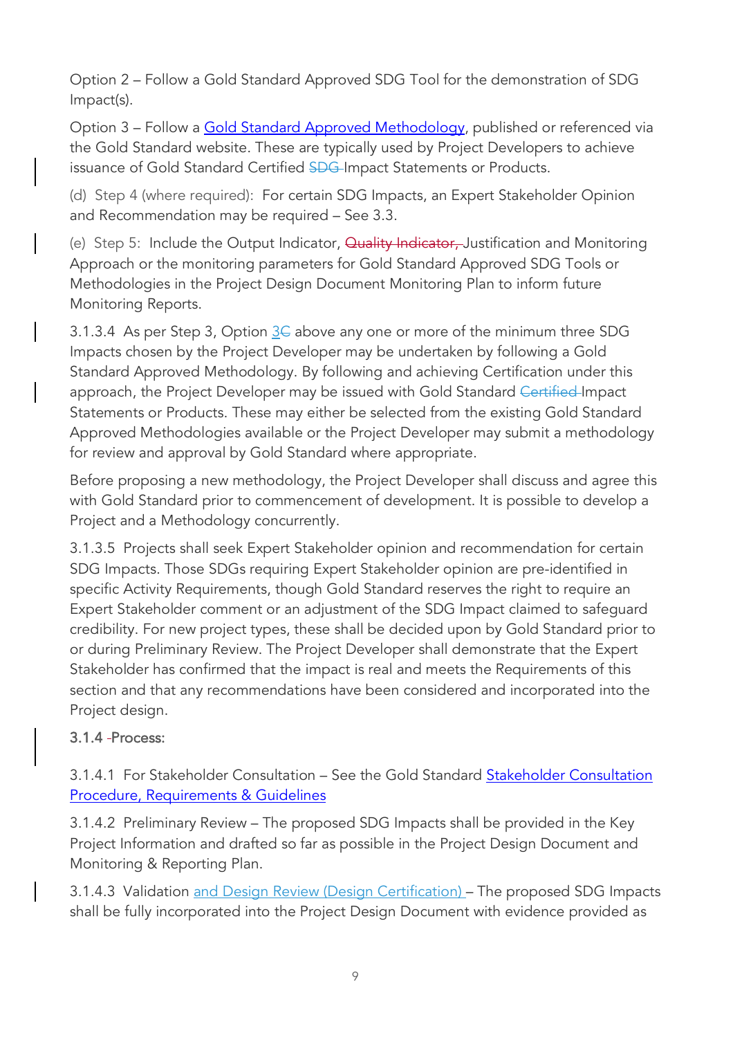Option 2 – Follow a Gold Standard Approved SDG Tool for the demonstration of SDG Impact(s).

Option 3 – Follow a Gold Standard Approved Methodology, published or referenced via the Gold Standard website. These are typically used by Project Developers to achieve issuance of Gold Standard Certified ~~SDG~~ Impact Statements or Products.

(d) Step 4 (where required): For certain SDG Impacts, an Expert Stakeholder Opinion and Recommendation may be required – See 3.3.

(e) Step 5: Include the Output Indicator, ~~Quality Indicator,~~ Justification and Monitoring Approach or the monitoring parameters for Gold Standard Approved SDG Tools or Methodologies in the Project Design Document Monitoring Plan to inform future Monitoring Reports.

3.1.3.4 As per Step 3, Option 3~~C~~ above any one or more of the minimum three SDG Impacts chosen by the Project Developer may be undertaken by following a Gold Standard Approved Methodology. By following and achieving Certification under this approach, the Project Developer may be issued with Gold Standard ~~Certified~~ Impact Statements or Products. These may either be selected from the existing Gold Standard Approved Methodologies available or the Project Developer may submit a methodology for review and approval by Gold Standard where appropriate.

Before proposing a new methodology, the Project Developer shall discuss and agree this with Gold Standard prior to commencement of development. It is possible to develop a Project and a Methodology concurrently.

3.1.3.5 Projects shall seek Expert Stakeholder opinion and recommendation for certain SDG Impacts. Those SDGs requiring Expert Stakeholder opinion are pre-identified in specific Activity Requirements, though Gold Standard reserves the right to require an Expert Stakeholder comment or an adjustment of the SDG Impact claimed to safeguard credibility. For new project types, these shall be decided upon by Gold Standard prior to or during Preliminary Review. The Project Developer shall demonstrate that the Expert Stakeholder has confirmed that the impact is real and meets the Requirements of this section and that any recommendations have been considered and incorporated into the Project design.

3.1.4 Process:

3.1.4.1 For Stakeholder Consultation – See the Gold Standard Stakeholder Consultation Procedure, Requirements & Guidelines

3.1.4.2 Preliminary Review – The proposed SDG Impacts shall be provided in the Key Project Information and drafted so far as possible in the Project Design Document and Monitoring & Reporting Plan.

3.1.4.3 Validation and Design Review (Design Certification) – The proposed SDG Impacts shall be fully incorporated into the Project Design Document with evidence provided as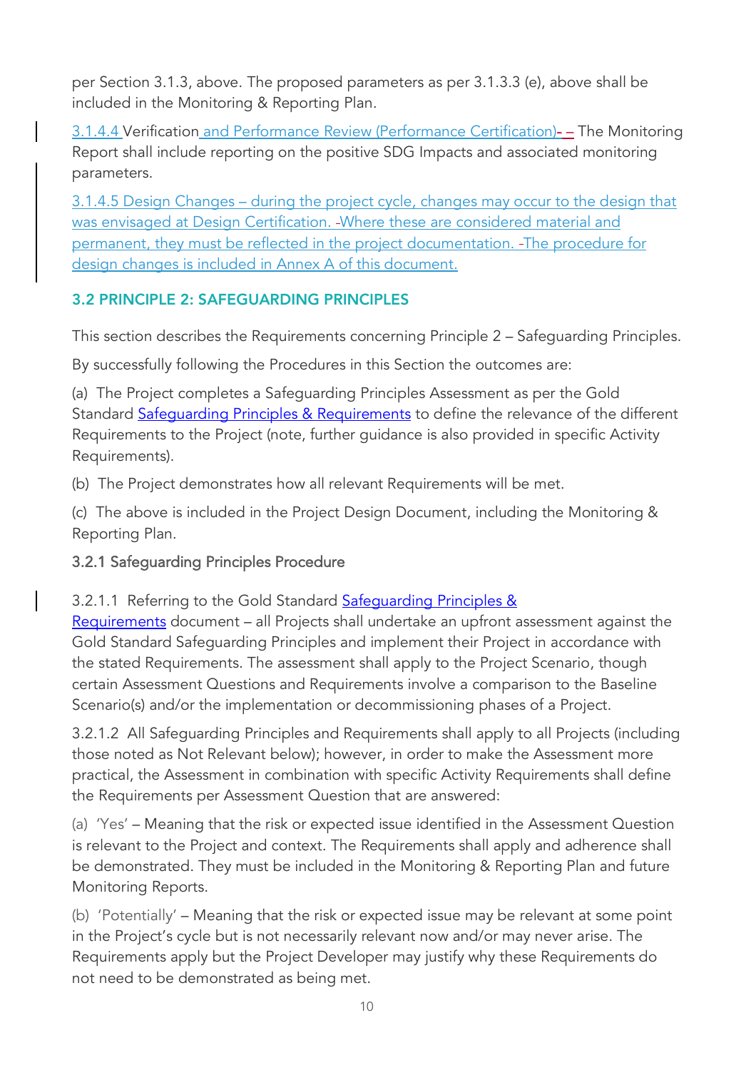per Section 3.1.3, above. The proposed parameters as per 3.1.3.3 (e), above shall be included in the Monitoring & Reporting Plan.

3.1.4.4 Verification and Performance Review (Performance Certification) – The Monitoring Report shall include reporting on the positive SDG Impacts and associated monitoring parameters.

3.1.4.5 Design Changes – during the project cycle, changes may occur to the design that was envisaged at Design Certification. Where these are considered material and permanent, they must be reflected in the project documentation. The procedure for design changes is included in Annex A of this document.

## 3.2 PRINCIPLE 2: SAFEGUARDING PRINCIPLES

This section describes the Requirements concerning Principle 2 – Safeguarding Principles.

By successfully following the Procedures in this Section the outcomes are:

(a) The Project completes a Safeguarding Principles Assessment as per the Gold Standard Safeguarding Principles & Requirements to define the relevance of the different Requirements to the Project (note, further guidance is also provided in specific Activity Requirements).

(b) The Project demonstrates how all relevant Requirements will be met.

(c) The above is included in the Project Design Document, including the Monitoring & Reporting Plan.

### 3.2.1 Safeguarding Principles Procedure

3.2.1.1 Referring to the Gold Standard Safeguarding Principles & Requirements document – all Projects shall undertake an upfront assessment against the Gold Standard Safeguarding Principles and implement their Project in accordance with the stated Requirements. The assessment shall apply to the Project Scenario, though certain Assessment Questions and Requirements involve a comparison to the Baseline Scenario(s) and/or the implementation or decommissioning phases of a Project.

3.2.1.2 All Safeguarding Principles and Requirements shall apply to all Projects (including those noted as Not Relevant below); however, in order to make the Assessment more practical, the Assessment in combination with specific Activity Requirements shall define the Requirements per Assessment Question that are answered:

(a) 'Yes' – Meaning that the risk or expected issue identified in the Assessment Question is relevant to the Project and context. The Requirements shall apply and adherence shall be demonstrated. They must be included in the Monitoring & Reporting Plan and future Monitoring Reports.

(b) 'Potentially' – Meaning that the risk or expected issue may be relevant at some point in the Project's cycle but is not necessarily relevant now and/or may never arise. The Requirements apply but the Project Developer may justify why these Requirements do not need to be demonstrated as being met.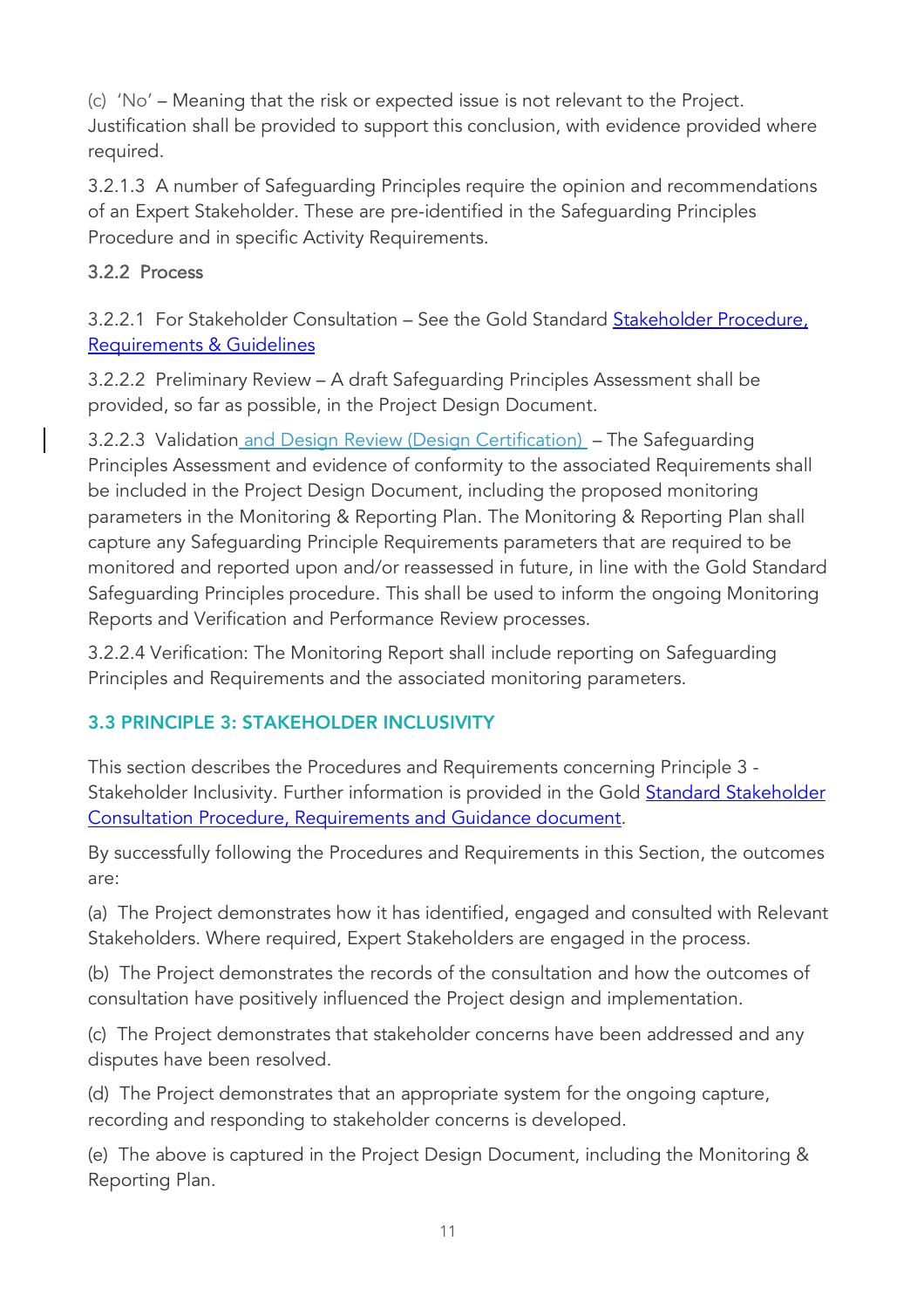(c) 'No' – Meaning that the risk or expected issue is not relevant to the Project. Justification shall be provided to support this conclusion, with evidence provided where required.

3.2.1.3 A number of Safeguarding Principles require the opinion and recommendations of an Expert Stakeholder. These are pre-identified in the Safeguarding Principles Procedure and in specific Activity Requirements.

### 3.2.2 Process

3.2.2.1 For Stakeholder Consultation – See the Gold Standard Stakeholder Procedure, Requirements & Guidelines

3.2.2.2 Preliminary Review – A draft Safeguarding Principles Assessment shall be provided, so far as possible, in the Project Design Document.

3.2.2.3 Validation and Design Review (Design Certification) – The Safeguarding Principles Assessment and evidence of conformity to the associated Requirements shall be included in the Project Design Document, including the proposed monitoring parameters in the Monitoring & Reporting Plan. The Monitoring & Reporting Plan shall capture any Safeguarding Principle Requirements parameters that are required to be monitored and reported upon and/or reassessed in future, in line with the Gold Standard Safeguarding Principles procedure. This shall be used to inform the ongoing Monitoring Reports and Verification and Performance Review processes.

3.2.2.4 Verification: The Monitoring Report shall include reporting on Safeguarding Principles and Requirements and the associated monitoring parameters.

## 3.3 PRINCIPLE 3: STAKEHOLDER INCLUSIVITY

This section describes the Procedures and Requirements concerning Principle 3 - Stakeholder Inclusivity. Further information is provided in the Gold Standard Stakeholder Consultation Procedure, Requirements and Guidance document.

By successfully following the Procedures and Requirements in this Section, the outcomes are:

(a) The Project demonstrates how it has identified, engaged and consulted with Relevant Stakeholders. Where required, Expert Stakeholders are engaged in the process.

(b) The Project demonstrates the records of the consultation and how the outcomes of consultation have positively influenced the Project design and implementation.

(c) The Project demonstrates that stakeholder concerns have been addressed and any disputes have been resolved.

(d) The Project demonstrates that an appropriate system for the ongoing capture, recording and responding to stakeholder concerns is developed.

(e) The above is captured in the Project Design Document, including the Monitoring & Reporting Plan.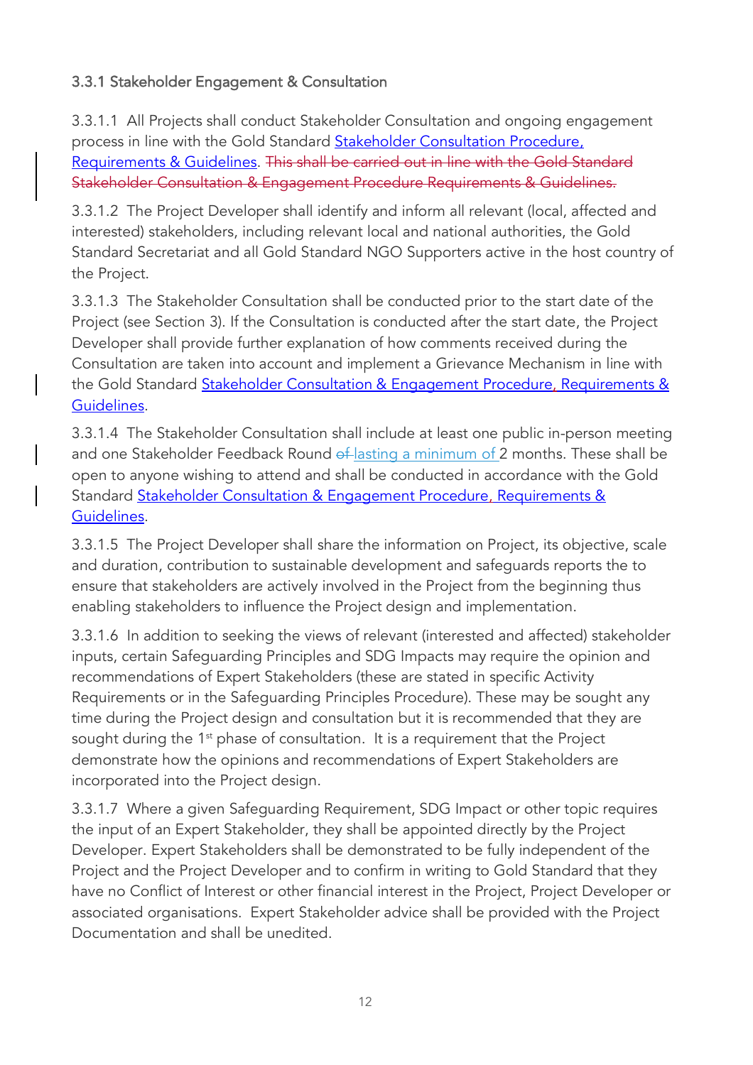### 3.3.1 Stakeholder Engagement & Consultation

3.3.1.1 All Projects shall conduct Stakeholder Consultation and ongoing engagement process in line with the Gold Standard Stakeholder Consultation Procedure, Requirements & Guidelines. ~~This shall be carried out in line with the Gold Standard Stakeholder Consultation & Engagement Procedure Requirements & Guidelines.~~

3.3.1.2 The Project Developer shall identify and inform all relevant (local, affected and interested) stakeholders, including relevant local and national authorities, the Gold Standard Secretariat and all Gold Standard NGO Supporters active in the host country of the Project.

3.3.1.3 The Stakeholder Consultation shall be conducted prior to the start date of the Project (see Section 3). If the Consultation is conducted after the start date, the Project Developer shall provide further explanation of how comments received during the Consultation are taken into account and implement a Grievance Mechanism in line with the Gold Standard Stakeholder Consultation & Engagement Procedure, Requirements & Guidelines.

3.3.1.4 The Stakeholder Consultation shall include at least one public in-person meeting and one Stakeholder Feedback Round ~~of~~ lasting a minimum of 2 months. These shall be open to anyone wishing to attend and shall be conducted in accordance with the Gold Standard Stakeholder Consultation & Engagement Procedure, Requirements & Guidelines.

3.3.1.5 The Project Developer shall share the information on Project, its objective, scale and duration, contribution to sustainable development and safeguards reports the to ensure that stakeholders are actively involved in the Project from the beginning thus enabling stakeholders to influence the Project design and implementation.

3.3.1.6 In addition to seeking the views of relevant (interested and affected) stakeholder inputs, certain Safeguarding Principles and SDG Impacts may require the opinion and recommendations of Expert Stakeholders (these are stated in specific Activity Requirements or in the Safeguarding Principles Procedure). These may be sought any time during the Project design and consultation but it is recommended that they are sought during the 1st phase of consultation. It is a requirement that the Project demonstrate how the opinions and recommendations of Expert Stakeholders are incorporated into the Project design.

3.3.1.7 Where a given Safeguarding Requirement, SDG Impact or other topic requires the input of an Expert Stakeholder, they shall be appointed directly by the Project Developer. Expert Stakeholders shall be demonstrated to be fully independent of the Project and the Project Developer and to confirm in writing to Gold Standard that they have no Conflict of Interest or other financial interest in the Project, Project Developer or associated organisations. Expert Stakeholder advice shall be provided with the Project Documentation and shall be unedited.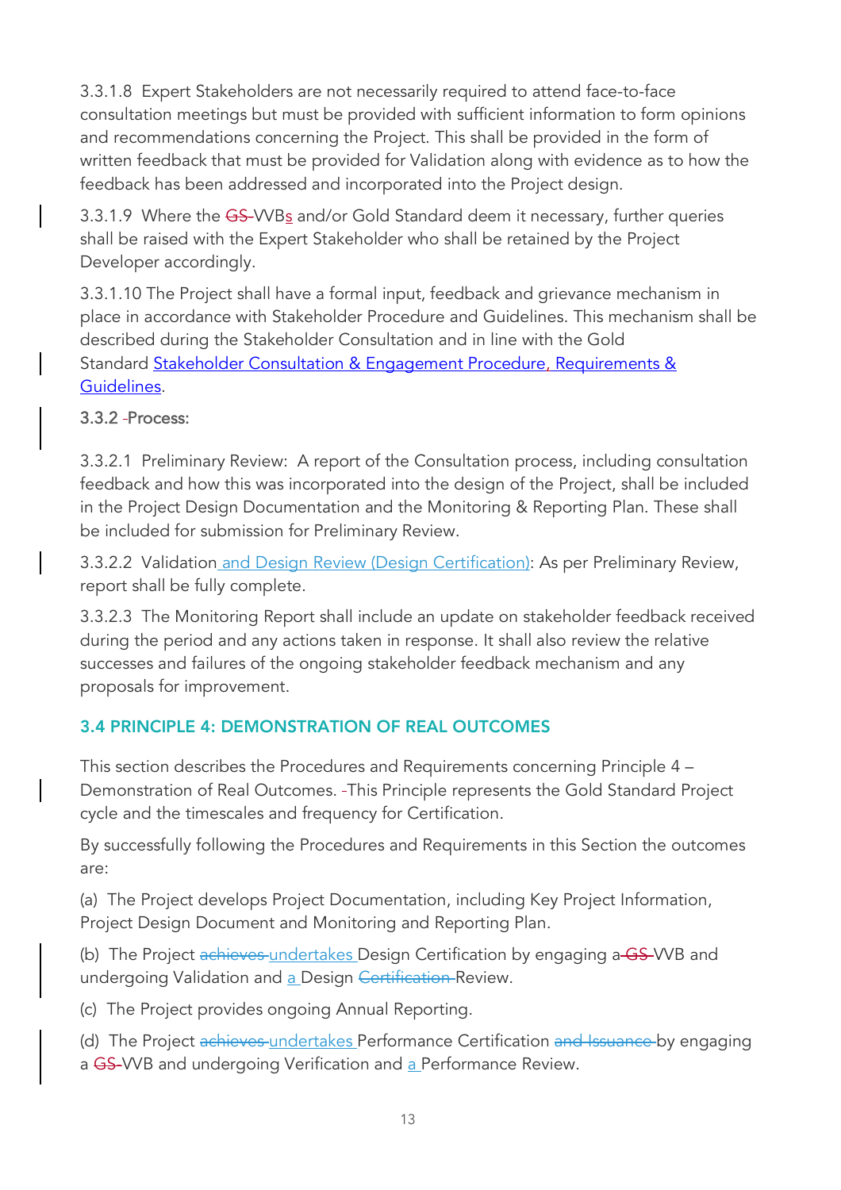3.3.1.8 Expert Stakeholders are not necessarily required to attend face-to-face consultation meetings but must be provided with sufficient information to form opinions and recommendations concerning the Project. This shall be provided in the form of written feedback that must be provided for Validation along with evidence as to how the feedback has been addressed and incorporated into the Project design.

3.3.1.9 Where the ~~GS~~ VVBs and/or Gold Standard deem it necessary, further queries shall be raised with the Expert Stakeholder who shall be retained by the Project Developer accordingly.

3.3.1.10 The Project shall have a formal input, feedback and grievance mechanism in place in accordance with Stakeholder Procedure and Guidelines. This mechanism shall be described during the Stakeholder Consultation and in line with the Gold Standard Stakeholder Consultation & Engagement Procedure, Requirements & Guidelines.

3.3.2 Process:

3.3.2.1 Preliminary Review: A report of the Consultation process, including consultation feedback and how this was incorporated into the design of the Project, shall be included in the Project Design Documentation and the Monitoring & Reporting Plan. These shall be included for submission for Preliminary Review.

3.3.2.2 Validation and Design Review (Design Certification): As per Preliminary Review, report shall be fully complete.

3.3.2.3 The Monitoring Report shall include an update on stakeholder feedback received during the period and any actions taken in response. It shall also review the relative successes and failures of the ongoing stakeholder feedback mechanism and any proposals for improvement.

### 3.4 PRINCIPLE 4: DEMONSTRATION OF REAL OUTCOMES

This section describes the Procedures and Requirements concerning Principle 4 – Demonstration of Real Outcomes. This Principle represents the Gold Standard Project cycle and the timescales and frequency for Certification.

By successfully following the Procedures and Requirements in this Section the outcomes are:

(a) The Project develops Project Documentation, including Key Project Information, Project Design Document and Monitoring and Reporting Plan.

(b) The Project ~~achieves~~ undertakes Design Certification by engaging a ~~GS~~ VVB and undergoing Validation and a Design ~~Certification~~ Review.

(c) The Project provides ongoing Annual Reporting.

(d) The Project ~~achieves~~ undertakes Performance Certification ~~and Issuance~~ by engaging a ~~GS~~ VVB and undergoing Verification and a Performance Review.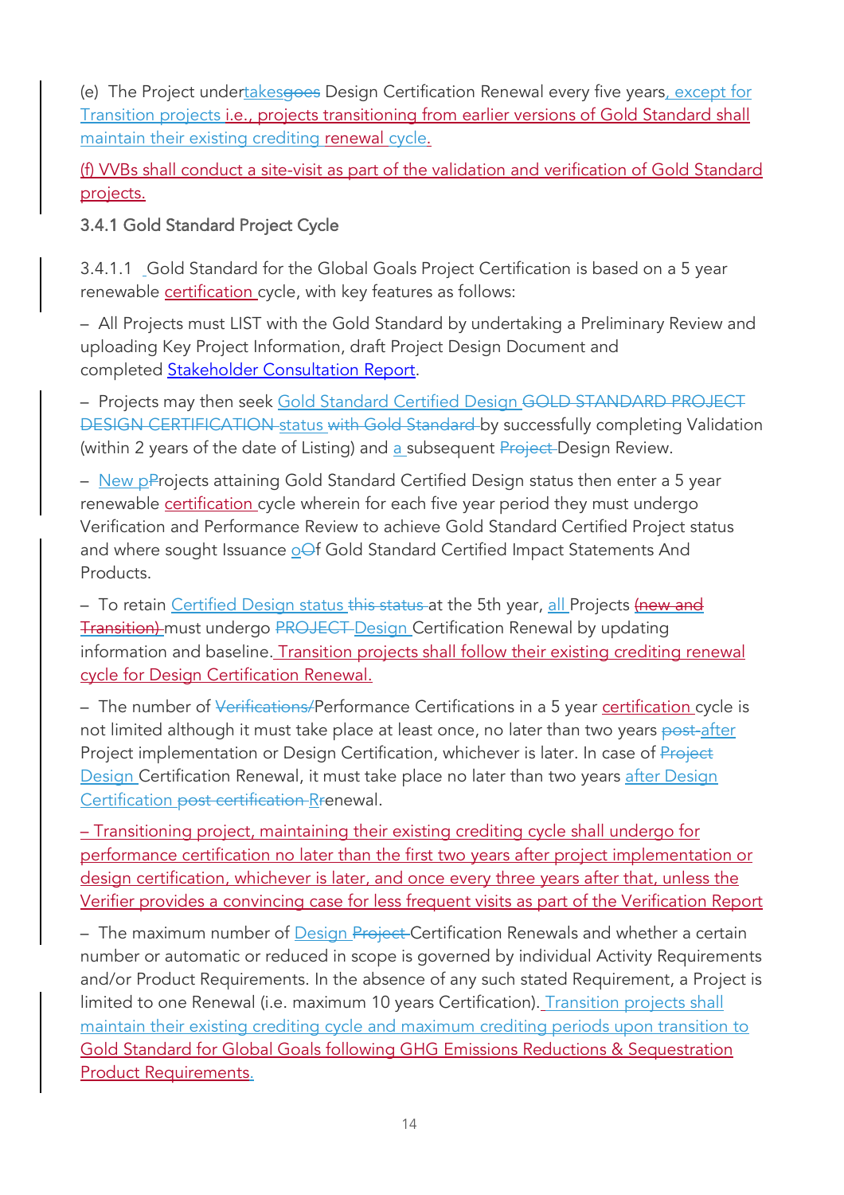(e) The Project undertakes~~goes~~ Design Certification Renewal every five years, except for Transition projects i.e., projects transitioning from earlier versions of Gold Standard shall maintain their existing crediting renewal cycle.

(f) VVBs shall conduct a site-visit as part of the validation and verification of Gold Standard projects.

### 3.4.1 Gold Standard Project Cycle

3.4.1.1 Gold Standard for the Global Goals Project Certification is based on a 5 year renewable certification cycle, with key features as follows:

– All Projects must LIST with the Gold Standard by undertaking a Preliminary Review and uploading Key Project Information, draft Project Design Document and completed Stakeholder Consultation Report.

– Projects may then seek Gold Standard Certified Design ~~GOLD STANDARD PROJECT DESIGN CERTIFICATION~~ status ~~with Gold Standard~~ by successfully completing Validation (within 2 years of the date of Listing) and a subsequent ~~Project~~ Design Review.

– New p~~P~~rojects attaining Gold Standard Certified Design status then enter a 5 year renewable certification cycle wherein for each five year period they must undergo Verification and Performance Review to achieve Gold Standard Certified Project status and where sought Issuance o~~O~~f Gold Standard Certified Impact Statements And Products.

– To retain Certified Design status ~~this status~~ at the 5th year, all Projects ~~(new and Transition)~~ must undergo ~~PROJECT~~ Design Certification Renewal by updating information and baseline. Transition projects shall follow their existing crediting renewal cycle for Design Certification Renewal.

– The number of ~~Verifications/~~Performance Certifications in a 5 year certification cycle is not limited although it must take place at least once, no later than two years ~~post-~~after Project implementation or Design Certification, whichever is later. In case of ~~Project~~ Design Certification Renewal, it must take place no later than two years after Design Certification ~~post certification~~ R~~r~~enewal.

– Transitioning project, maintaining their existing crediting cycle shall undergo for performance certification no later than the first two years after project implementation or design certification, whichever is later, and once every three years after that, unless the Verifier provides a convincing case for less frequent visits as part of the Verification Report

– The maximum number of Design ~~Project~~ Certification Renewals and whether a certain number or automatic or reduced in scope is governed by individual Activity Requirements and/or Product Requirements. In the absence of any such stated Requirement, a Project is limited to one Renewal (i.e. maximum 10 years Certification). Transition projects shall maintain their existing crediting cycle and maximum crediting periods upon transition to Gold Standard for Global Goals following GHG Emissions Reductions & Sequestration Product Requirements.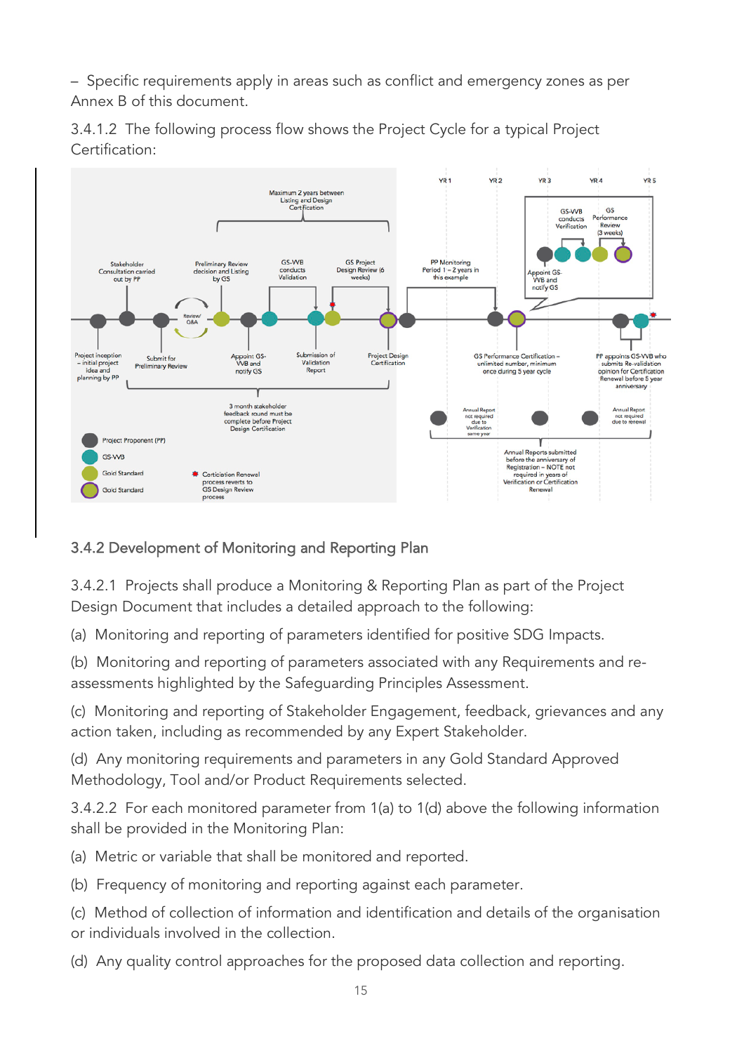– Specific requirements apply in areas such as conflict and emergency zones as per Annex B of this document.

3.4.1.2 The following process flow shows the Project Cycle for a typical Project Certification:

### 3.4.2 Development of Monitoring and Reporting Plan

3.4.2.1 Projects shall produce a Monitoring & Reporting Plan as part of the Project Design Document that includes a detailed approach to the following:

(a) Monitoring and reporting of parameters identified for positive SDG Impacts.

(b) Monitoring and reporting of parameters associated with any Requirements and re-assessments highlighted by the Safeguarding Principles Assessment.

(c) Monitoring and reporting of Stakeholder Engagement, feedback, grievances and any action taken, including as recommended by any Expert Stakeholder.

(d) Any monitoring requirements and parameters in any Gold Standard Approved Methodology, Tool and/or Product Requirements selected.

3.4.2.2 For each monitored parameter from 1(a) to 1(d) above the following information shall be provided in the Monitoring Plan:

(a) Metric or variable that shall be monitored and reported.

(b) Frequency of monitoring and reporting against each parameter.

(c) Method of collection of information and identification and details of the organisation or individuals involved in the collection.

(d) Any quality control approaches for the proposed data collection and reporting.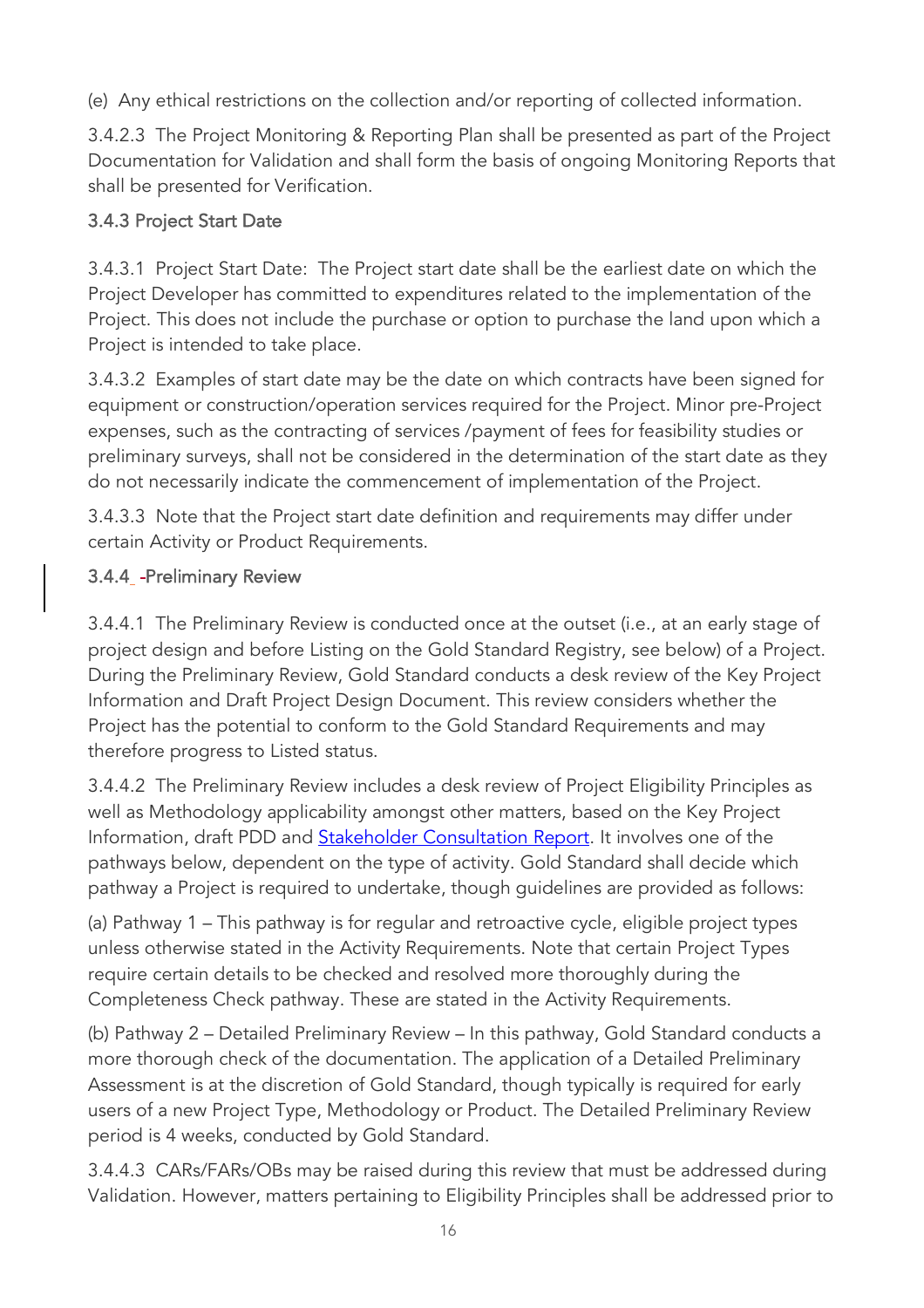(e) Any ethical restrictions on the collection and/or reporting of collected information.

3.4.2.3 The Project Monitoring & Reporting Plan shall be presented as part of the Project Documentation for Validation and shall form the basis of ongoing Monitoring Reports that shall be presented for Verification.

### 3.4.3 Project Start Date

3.4.3.1 Project Start Date: The Project start date shall be the earliest date on which the Project Developer has committed to expenditures related to the implementation of the Project. This does not include the purchase or option to purchase the land upon which a Project is intended to take place.

3.4.3.2 Examples of start date may be the date on which contracts have been signed for equipment or construction/operation services required for the Project. Minor pre-Project expenses, such as the contracting of services /payment of fees for feasibility studies or preliminary surveys, shall not be considered in the determination of the start date as they do not necessarily indicate the commencement of implementation of the Project.

3.4.3.3 Note that the Project start date definition and requirements may differ under certain Activity or Product Requirements.

### 3.4.4 Preliminary Review

3.4.4.1 The Preliminary Review is conducted once at the outset (i.e., at an early stage of project design and before Listing on the Gold Standard Registry, see below) of a Project. During the Preliminary Review, Gold Standard conducts a desk review of the Key Project Information and Draft Project Design Document. This review considers whether the Project has the potential to conform to the Gold Standard Requirements and may therefore progress to Listed status.

3.4.4.2 The Preliminary Review includes a desk review of Project Eligibility Principles as well as Methodology applicability amongst other matters, based on the Key Project Information, draft PDD and Stakeholder Consultation Report. It involves one of the pathways below, dependent on the type of activity. Gold Standard shall decide which pathway a Project is required to undertake, though guidelines are provided as follows:

(a) Pathway 1 – This pathway is for regular and retroactive cycle, eligible project types unless otherwise stated in the Activity Requirements. Note that certain Project Types require certain details to be checked and resolved more thoroughly during the Completeness Check pathway. These are stated in the Activity Requirements.

(b) Pathway 2 – Detailed Preliminary Review – In this pathway, Gold Standard conducts a more thorough check of the documentation. The application of a Detailed Preliminary Assessment is at the discretion of Gold Standard, though typically is required for early users of a new Project Type, Methodology or Product. The Detailed Preliminary Review period is 4 weeks, conducted by Gold Standard.

3.4.4.3 CARs/FARs/OBs may be raised during this review that must be addressed during Validation. However, matters pertaining to Eligibility Principles shall be addressed prior to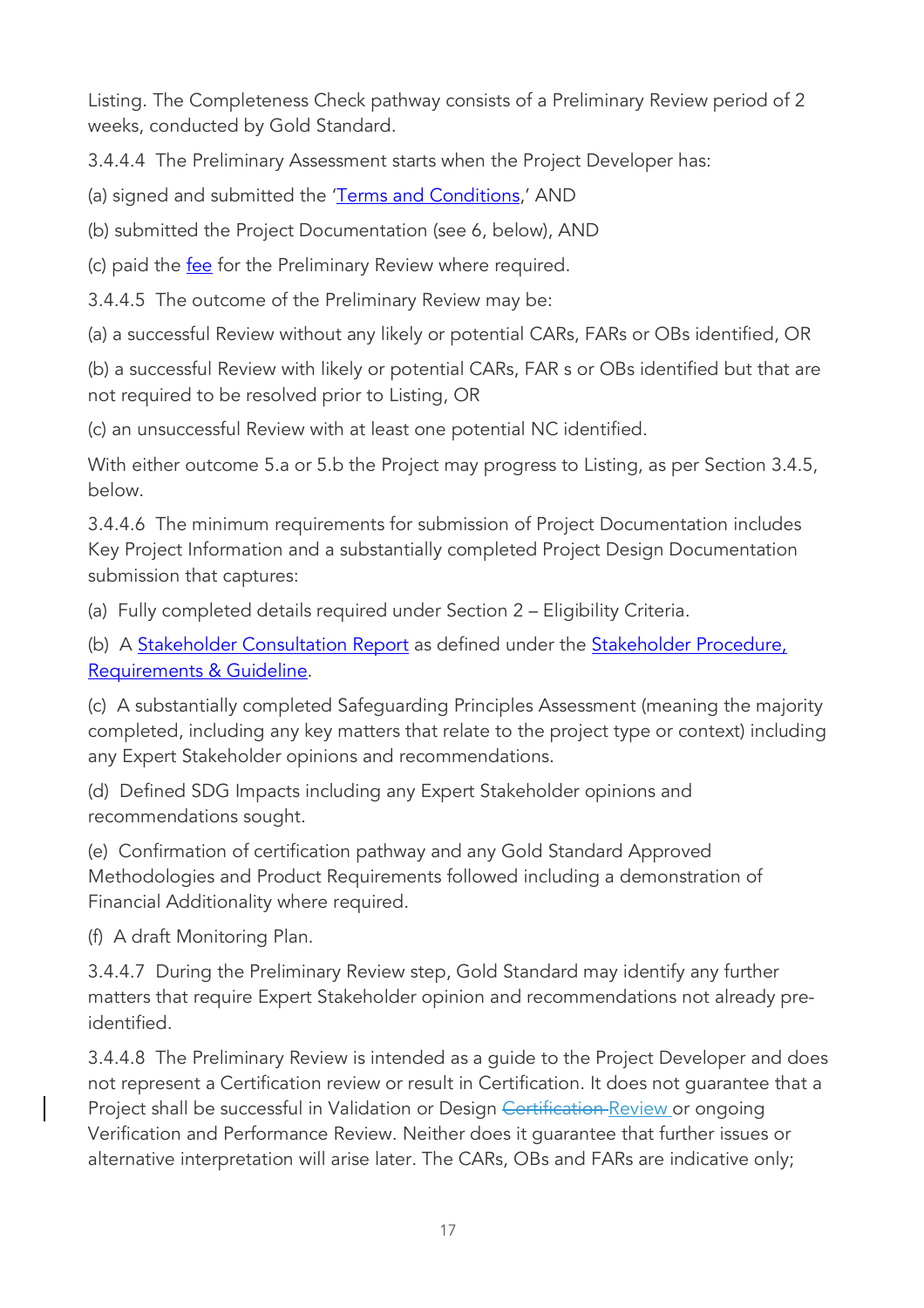Listing. The Completeness Check pathway consists of a Preliminary Review period of 2 weeks, conducted by Gold Standard.

3.4.4.4 The Preliminary Assessment starts when the Project Developer has:

(a) signed and submitted the 'Terms and Conditions,' AND

(b) submitted the Project Documentation (see 6, below), AND

(c) paid the fee for the Preliminary Review where required.

3.4.4.5 The outcome of the Preliminary Review may be:

(a) a successful Review without any likely or potential CARs, FARs or OBs identified, OR

(b) a successful Review with likely or potential CARs, FAR s or OBs identified but that are not required to be resolved prior to Listing, OR

(c) an unsuccessful Review with at least one potential NC identified.

With either outcome 5.a or 5.b the Project may progress to Listing, as per Section 3.4.5, below.

3.4.4.6 The minimum requirements for submission of Project Documentation includes Key Project Information and a substantially completed Project Design Documentation submission that captures:

(a) Fully completed details required under Section 2 – Eligibility Criteria.

(b) A Stakeholder Consultation Report as defined under the Stakeholder Procedure, Requirements & Guideline.

(c) A substantially completed Safeguarding Principles Assessment (meaning the majority completed, including any key matters that relate to the project type or context) including any Expert Stakeholder opinions and recommendations.

(d) Defined SDG Impacts including any Expert Stakeholder opinions and recommendations sought.

(e) Confirmation of certification pathway and any Gold Standard Approved Methodologies and Product Requirements followed including a demonstration of Financial Additionality where required.

(f) A draft Monitoring Plan.

3.4.4.7 During the Preliminary Review step, Gold Standard may identify any further matters that require Expert Stakeholder opinion and recommendations not already pre-identified.

3.4.4.8 The Preliminary Review is intended as a guide to the Project Developer and does not represent a Certification review or result in Certification. It does not guarantee that a Project shall be successful in Validation or Design ~~Certification~~ Review or ongoing Verification and Performance Review. Neither does it guarantee that further issues or alternative interpretation will arise later. The CARs, OBs and FARs are indicative only;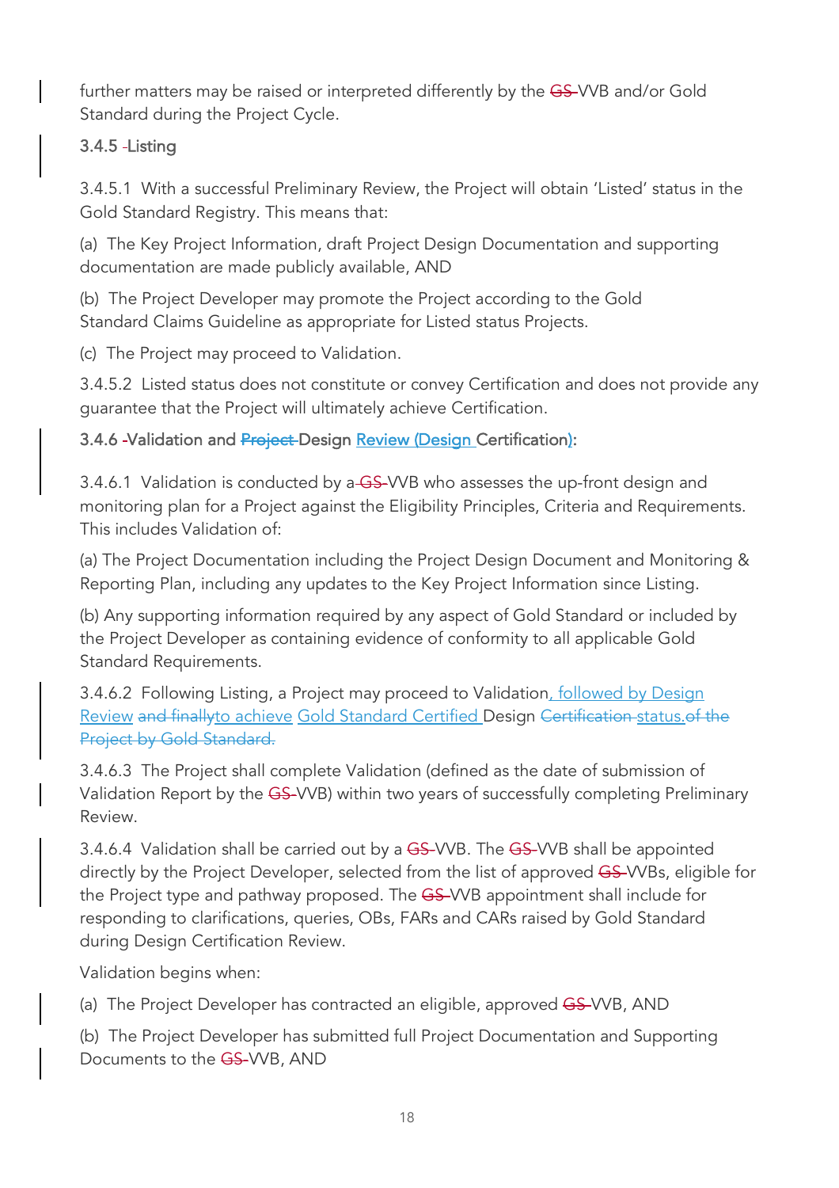further matters may be raised or interpreted differently by the ~~GS-~~VVB and/or Gold Standard during the Project Cycle.

### 3.4.5 Listing

3.4.5.1 With a successful Preliminary Review, the Project will obtain 'Listed' status in the Gold Standard Registry. This means that:

(a) The Key Project Information, draft Project Design Documentation and supporting documentation are made publicly available, AND

(b) The Project Developer may promote the Project according to the Gold Standard Claims Guideline as appropriate for Listed status Projects.

(c) The Project may proceed to Validation.

3.4.5.2 Listed status does not constitute or convey Certification and does not provide any guarantee that the Project will ultimately achieve Certification.

### 3.4.6 Validation and ~~Project~~ Design Review (Design Certification):

3.4.6.1 Validation is conducted by a ~~GS-~~VVB who assesses the up-front design and monitoring plan for a Project against the Eligibility Principles, Criteria and Requirements. This includes Validation of:

(a) The Project Documentation including the Project Design Document and Monitoring & Reporting Plan, including any updates to the Key Project Information since Listing.

(b) Any supporting information required by any aspect of Gold Standard or included by the Project Developer as containing evidence of conformity to all applicable Gold Standard Requirements.

3.4.6.2 Following Listing, a Project may proceed to Validation, followed by Design Review ~~and finally~~to achieve Gold Standard Certified Design ~~Certification~~ status.~~of the Project by Gold Standard.~~

3.4.6.3 The Project shall complete Validation (defined as the date of submission of Validation Report by the ~~GS-~~VVB) within two years of successfully completing Preliminary Review.

3.4.6.4 Validation shall be carried out by a ~~GS-~~VVB. The ~~GS-~~VVB shall be appointed directly by the Project Developer, selected from the list of approved ~~GS-~~VVBs, eligible for the Project type and pathway proposed. The ~~GS-~~VVB appointment shall include for responding to clarifications, queries, OBs, FARs and CARs raised by Gold Standard during Design Certification Review.

Validation begins when:

(a) The Project Developer has contracted an eligible, approved ~~GS-~~VVB, AND

(b) The Project Developer has submitted full Project Documentation and Supporting Documents to the ~~GS-~~VVB, AND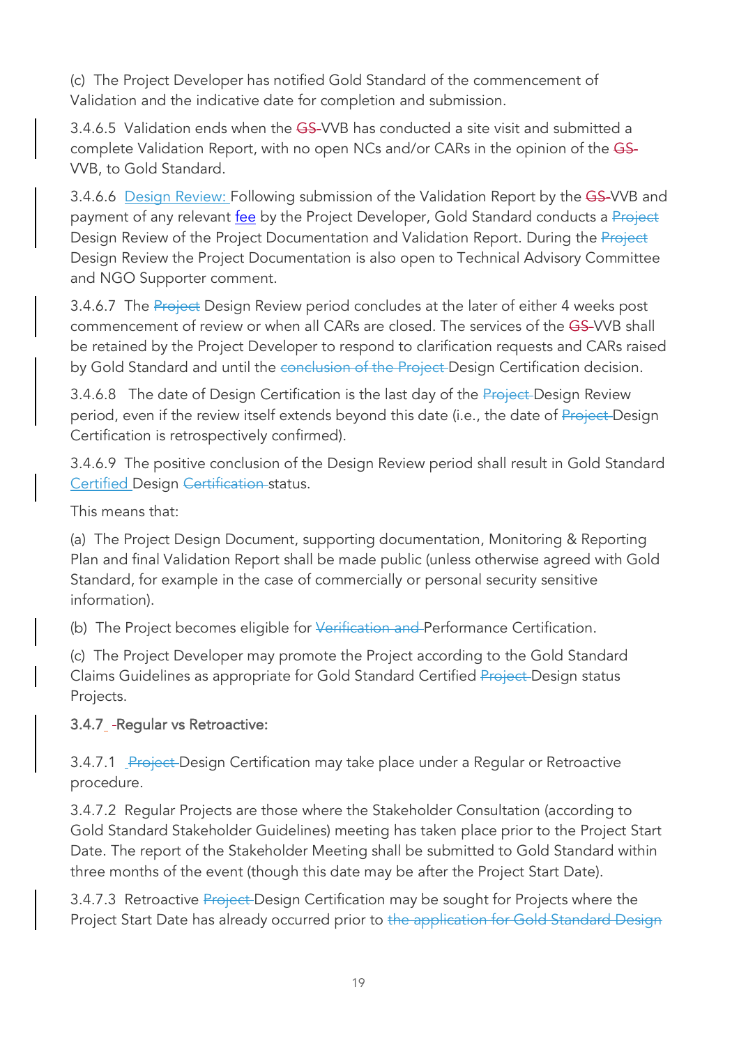(c) The Project Developer has notified Gold Standard of the commencement of Validation and the indicative date for completion and submission.

3.4.6.5 Validation ends when the ~~GS-~~VVB has conducted a site visit and submitted a complete Validation Report, with no open NCs and/or CARs in the opinion of the ~~GS-~~VVB, to Gold Standard.

3.4.6.6 Design Review: Following submission of the Validation Report by the ~~GS-~~VVB and payment of any relevant fee by the Project Developer, Gold Standard conducts a ~~Project~~ Design Review of the Project Documentation and Validation Report. During the ~~Project~~ Design Review the Project Documentation is also open to Technical Advisory Committee and NGO Supporter comment.

3.4.6.7 The ~~Project~~ Design Review period concludes at the later of either 4 weeks post commencement of review or when all CARs are closed. The services of the ~~GS-~~VVB shall be retained by the Project Developer to respond to clarification requests and CARs raised by Gold Standard and until the ~~conclusion of the Project~~ Design Certification decision.

3.4.6.8 The date of Design Certification is the last day of the ~~Project~~ Design Review period, even if the review itself extends beyond this date (i.e., the date of ~~Project~~ Design Certification is retrospectively confirmed).

3.4.6.9 The positive conclusion of the Design Review period shall result in Gold Standard Certified Design ~~Certification~~ status.

This means that:

(a) The Project Design Document, supporting documentation, Monitoring & Reporting Plan and final Validation Report shall be made public (unless otherwise agreed with Gold Standard, for example in the case of commercially or personal security sensitive information).

(b) The Project becomes eligible for ~~Verification and~~ Performance Certification.

(c) The Project Developer may promote the Project according to the Gold Standard Claims Guidelines as appropriate for Gold Standard Certified ~~Project~~ Design status Projects.

**3.4.7 Regular vs Retroactive:**

3.4.7.1 ~~Project~~ Design Certification may take place under a Regular or Retroactive procedure.

3.4.7.2 Regular Projects are those where the Stakeholder Consultation (according to Gold Standard Stakeholder Guidelines) meeting has taken place prior to the Project Start Date. The report of the Stakeholder Meeting shall be submitted to Gold Standard within three months of the event (though this date may be after the Project Start Date).

3.4.7.3 Retroactive ~~Project~~ Design Certification may be sought for Projects where the Project Start Date has already occurred prior to ~~the application for Gold Standard Design~~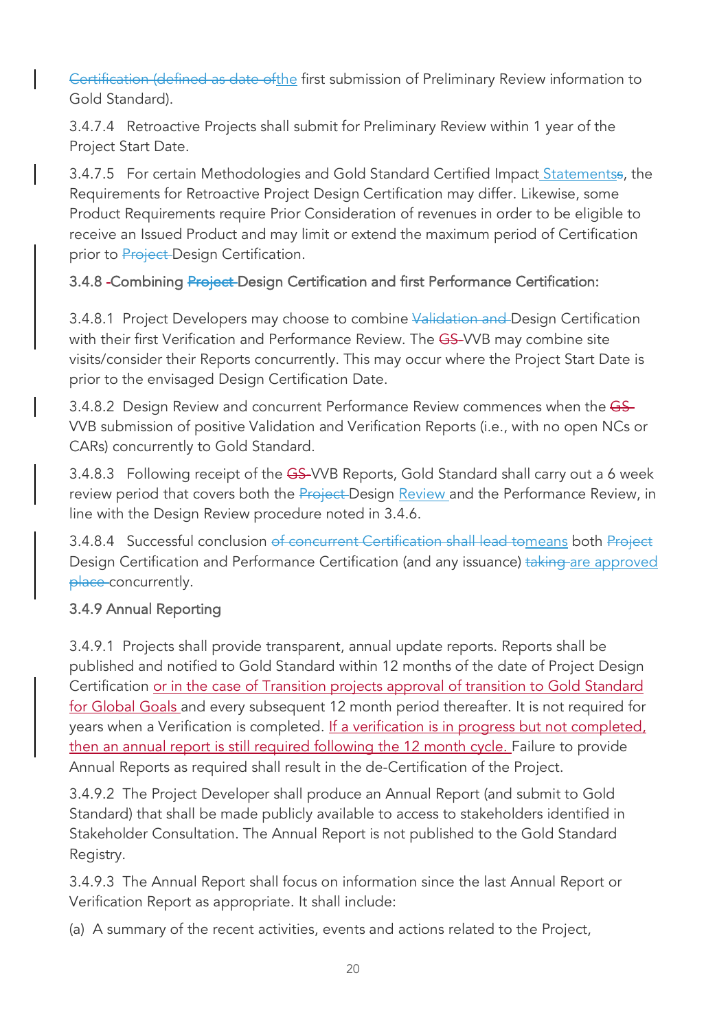~~Certification (defined as date of~~the first submission of Preliminary Review information to Gold Standard).

3.4.7.4 Retroactive Projects shall submit for Preliminary Review within 1 year of the Project Start Date.

3.4.7.5 For certain Methodologies and Gold Standard Certified Impact Statements~~s~~, the Requirements for Retroactive Project Design Certification may differ. Likewise, some Product Requirements require Prior Consideration of revenues in order to be eligible to receive an Issued Product and may limit or extend the maximum period of Certification prior to ~~Project~~ Design Certification.

### 3.4.8 Combining ~~Project~~ Design Certification and first Performance Certification:

3.4.8.1 Project Developers may choose to combine ~~Validation and~~ Design Certification with their first Verification and Performance Review. The ~~GS-~~VVB may combine site visits/consider their Reports concurrently. This may occur where the Project Start Date is prior to the envisaged Design Certification Date.

3.4.8.2 Design Review and concurrent Performance Review commences when the ~~GS-~~VVB submission of positive Validation and Verification Reports (i.e., with no open NCs or CARs) concurrently to Gold Standard.

3.4.8.3 Following receipt of the ~~GS-~~VVB Reports, Gold Standard shall carry out a 6 week review period that covers both the ~~Project~~ Design Review and the Performance Review, in line with the Design Review procedure noted in 3.4.6.

3.4.8.4 Successful conclusion ~~of concurrent Certification shall lead to~~means both ~~Project~~ Design Certification and Performance Certification (and any issuance) ~~taking place~~ are approved concurrently.

### 3.4.9 Annual Reporting

3.4.9.1 Projects shall provide transparent, annual update reports. Reports shall be published and notified to Gold Standard within 12 months of the date of Project Design Certification or in the case of Transition projects approval of transition to Gold Standard for Global Goals and every subsequent 12 month period thereafter. It is not required for years when a Verification is completed. If a verification is in progress but not completed, then an annual report is still required following the 12 month cycle. Failure to provide Annual Reports as required shall result in the de-Certification of the Project.

3.4.9.2 The Project Developer shall produce an Annual Report (and submit to Gold Standard) that shall be made publicly available to access to stakeholders identified in Stakeholder Consultation. The Annual Report is not published to the Gold Standard Registry.

3.4.9.3 The Annual Report shall focus on information since the last Annual Report or Verification Report as appropriate. It shall include:

(a) A summary of the recent activities, events and actions related to the Project,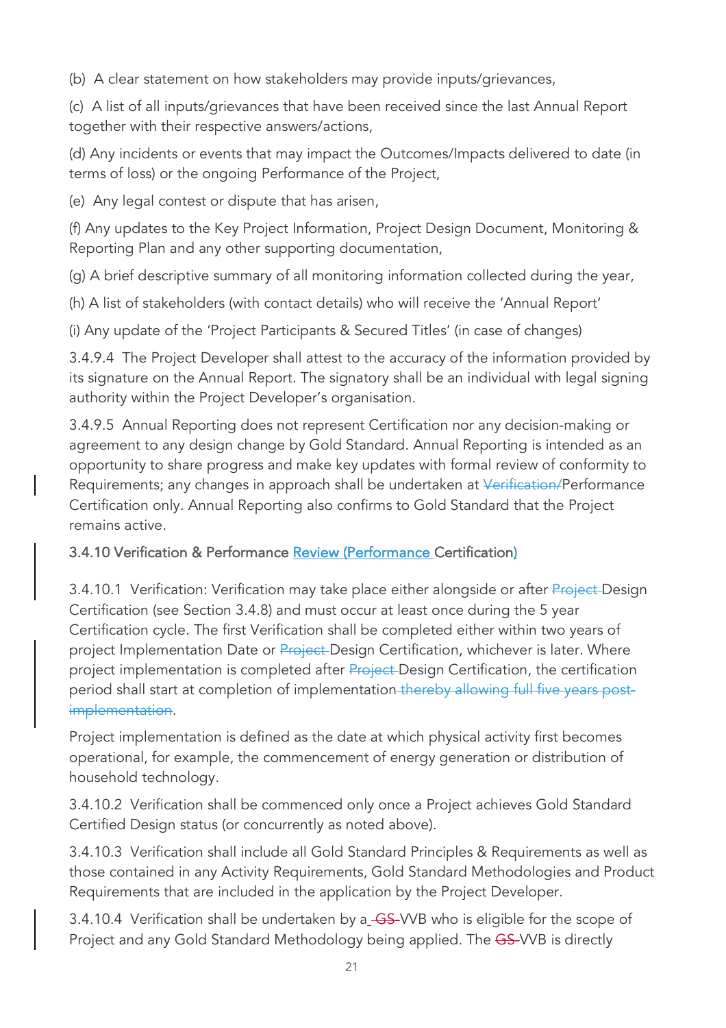(b) A clear statement on how stakeholders may provide inputs/grievances,

(c) A list of all inputs/grievances that have been received since the last Annual Report together with their respective answers/actions,

(d) Any incidents or events that may impact the Outcomes/Impacts delivered to date (in terms of loss) or the ongoing Performance of the Project,

(e) Any legal contest or dispute that has arisen,

(f) Any updates to the Key Project Information, Project Design Document, Monitoring & Reporting Plan and any other supporting documentation,

(g) A brief descriptive summary of all monitoring information collected during the year,

(h) A list of stakeholders (with contact details) who will receive the 'Annual Report'

(i) Any update of the 'Project Participants & Secured Titles' (in case of changes)

3.4.9.4 The Project Developer shall attest to the accuracy of the information provided by its signature on the Annual Report. The signatory shall be an individual with legal signing authority within the Project Developer's organisation.

3.4.9.5 Annual Reporting does not represent Certification nor any decision-making or agreement to any design change by Gold Standard. Annual Reporting is intended as an opportunity to share progress and make key updates with formal review of conformity to Requirements; any changes in approach shall be undertaken at ~~Verification/~~Performance Certification only. Annual Reporting also confirms to Gold Standard that the Project remains active.

### 3.4.10 Verification & Performance Review (Performance Certification)

3.4.10.1 Verification: Verification may take place either alongside or after ~~Project~~ Design Certification (see Section 3.4.8) and must occur at least once during the 5 year Certification cycle. The first Verification shall be completed either within two years of project Implementation Date or ~~Project~~ Design Certification, whichever is later. Where project implementation is completed after ~~Project~~ Design Certification, the certification period shall start at completion of implementation ~~thereby allowing full five years post-implementation~~.

Project implementation is defined as the date at which physical activity first becomes operational, for example, the commencement of energy generation or distribution of household technology.

3.4.10.2 Verification shall be commenced only once a Project achieves Gold Standard Certified Design status (or concurrently as noted above).

3.4.10.3 Verification shall include all Gold Standard Principles & Requirements as well as those contained in any Activity Requirements, Gold Standard Methodologies and Product Requirements that are included in the application by the Project Developer.

3.4.10.4 Verification shall be undertaken by a ~~GS~~ VVB who is eligible for the scope of Project and any Gold Standard Methodology being applied. The ~~GS~~ VVB is directly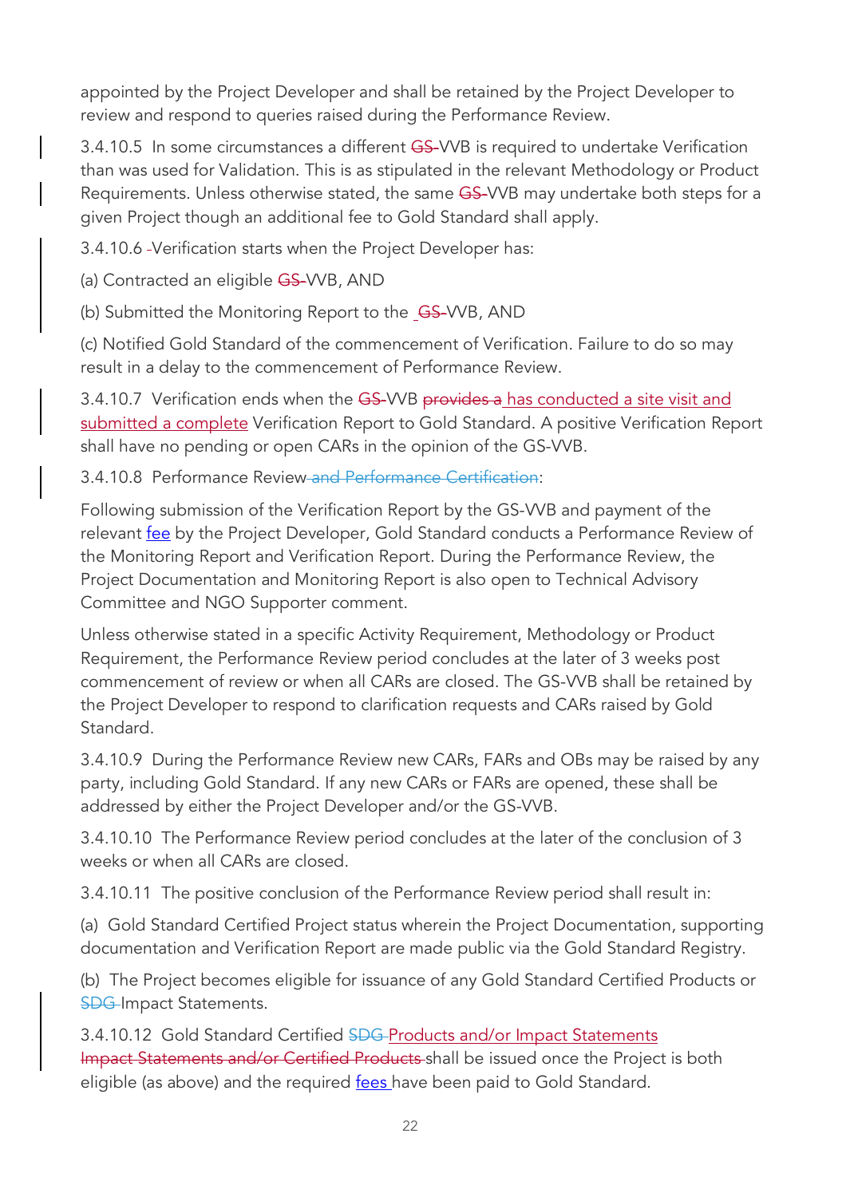appointed by the Project Developer and shall be retained by the Project Developer to review and respond to queries raised during the Performance Review.

3.4.10.5 In some circumstances a different ~~GS-~~VVB is required to undertake Verification than was used for Validation. This is as stipulated in the relevant Methodology or Product Requirements. Unless otherwise stated, the same ~~GS-~~VVB may undertake both steps for a given Project though an additional fee to Gold Standard shall apply.

3.4.10.6 Verification starts when the Project Developer has:

(a) Contracted an eligible ~~GS-~~VVB, AND

(b) Submitted the Monitoring Report to the ~~GS-~~VVB, AND

(c) Notified Gold Standard of the commencement of Verification. Failure to do so may result in a delay to the commencement of Performance Review.

3.4.10.7 Verification ends when the ~~GS-~~VVB ~~provides a~~ has conducted a site visit and submitted a complete Verification Report to Gold Standard. A positive Verification Report shall have no pending or open CARs in the opinion of the GS-VVB.

3.4.10.8 Performance Review~~ and Performance Certification~~:

Following submission of the Verification Report by the GS-VVB and payment of the relevant fee by the Project Developer, Gold Standard conducts a Performance Review of the Monitoring Report and Verification Report. During the Performance Review, the Project Documentation and Monitoring Report is also open to Technical Advisory Committee and NGO Supporter comment.

Unless otherwise stated in a specific Activity Requirement, Methodology or Product Requirement, the Performance Review period concludes at the later of 3 weeks post commencement of review or when all CARs are closed. The GS-VVB shall be retained by the Project Developer to respond to clarification requests and CARs raised by Gold Standard.

3.4.10.9 During the Performance Review new CARs, FARs and OBs may be raised by any party, including Gold Standard. If any new CARs or FARs are opened, these shall be addressed by either the Project Developer and/or the GS-VVB.

3.4.10.10 The Performance Review period concludes at the later of the conclusion of 3 weeks or when all CARs are closed.

3.4.10.11 The positive conclusion of the Performance Review period shall result in:

(a) Gold Standard Certified Project status wherein the Project Documentation, supporting documentation and Verification Report are made public via the Gold Standard Registry.

(b) The Project becomes eligible for issuance of any Gold Standard Certified Products or ~~SDG~~ Impact Statements.

3.4.10.12 Gold Standard Certified ~~SDG~~ Products and/or Impact Statements ~~Impact Statements and/or Certified Products~~ shall be issued once the Project is both eligible (as above) and the required fees have been paid to Gold Standard.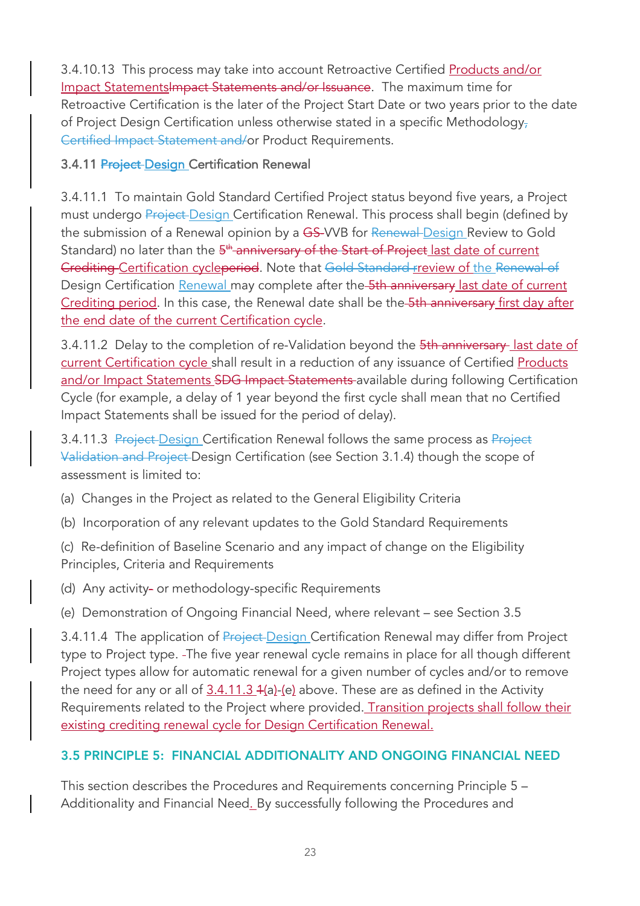3.4.10.13 This process may take into account Retroactive Certified Products and/or Impact Statements~~Impact Statements and/or Issuance~~. The maximum time for Retroactive Certification is the later of the Project Start Date or two years prior to the date of Project Design Certification unless otherwise stated in a specific Methodology~~, Certified Impact Statement and/~~or Product Requirements.

### 3.4.11 ~~Project~~ Design Certification Renewal

3.4.11.1 To maintain Gold Standard Certified Project status beyond five years, a Project must undergo ~~Project~~ Design Certification Renewal. This process shall begin (defined by the submission of a Renewal opinion by a ~~GS~~ VVB for ~~Renewal~~ Design Review to Gold Standard) no later than the ~~5th anniversary of the Start of Project~~ last date of current ~~Crediting~~ Certification cycle~~period~~. Note that ~~Gold Standard r~~review of the ~~Renewal of~~ Design Certification Renewal may complete after the ~~5th anniversary~~ last date of current Crediting period. In this case, the Renewal date shall be the ~~5th anniversary~~ first day after the end date of the current Certification cycle.

3.4.11.2 Delay to the completion of re-Validation beyond the ~~5th anniversary~~ last date of current Certification cycle shall result in a reduction of any issuance of Certified Products and/or Impact Statements ~~SDG Impact Statements~~ available during following Certification Cycle (for example, a delay of 1 year beyond the first cycle shall mean that no Certified Impact Statements shall be issued for the period of delay).

3.4.11.3 ~~Project~~ Design Certification Renewal follows the same process as ~~Project Validation and Project~~ Design Certification (see Section 3.1.4) though the scope of assessment is limited to:

(a) Changes in the Project as related to the General Eligibility Criteria

(b) Incorporation of any relevant updates to the Gold Standard Requirements

(c) Re-definition of Baseline Scenario and any impact of change on the Eligibility Principles, Criteria and Requirements

(d) Any activity~~-~~ or methodology-specific Requirements

(e) Demonstration of Ongoing Financial Need, where relevant – see Section 3.5

3.4.11.4 The application of ~~Project~~ Design Certification Renewal may differ from Project type to Project type. The five year renewal cycle remains in place for all though different Project types allow for automatic renewal for a given number of cycles and/or to remove the need for any or all of 3.4.11.3 ~~1~~(a)-(e) above. These are as defined in the Activity Requirements related to the Project where provided. Transition projects shall follow their existing crediting renewal cycle for Design Certification Renewal.

## 3.5 PRINCIPLE 5: FINANCIAL ADDITIONALITY AND ONGOING FINANCIAL NEED

This section describes the Procedures and Requirements concerning Principle 5 – Additionality and Financial Need. By successfully following the Procedures and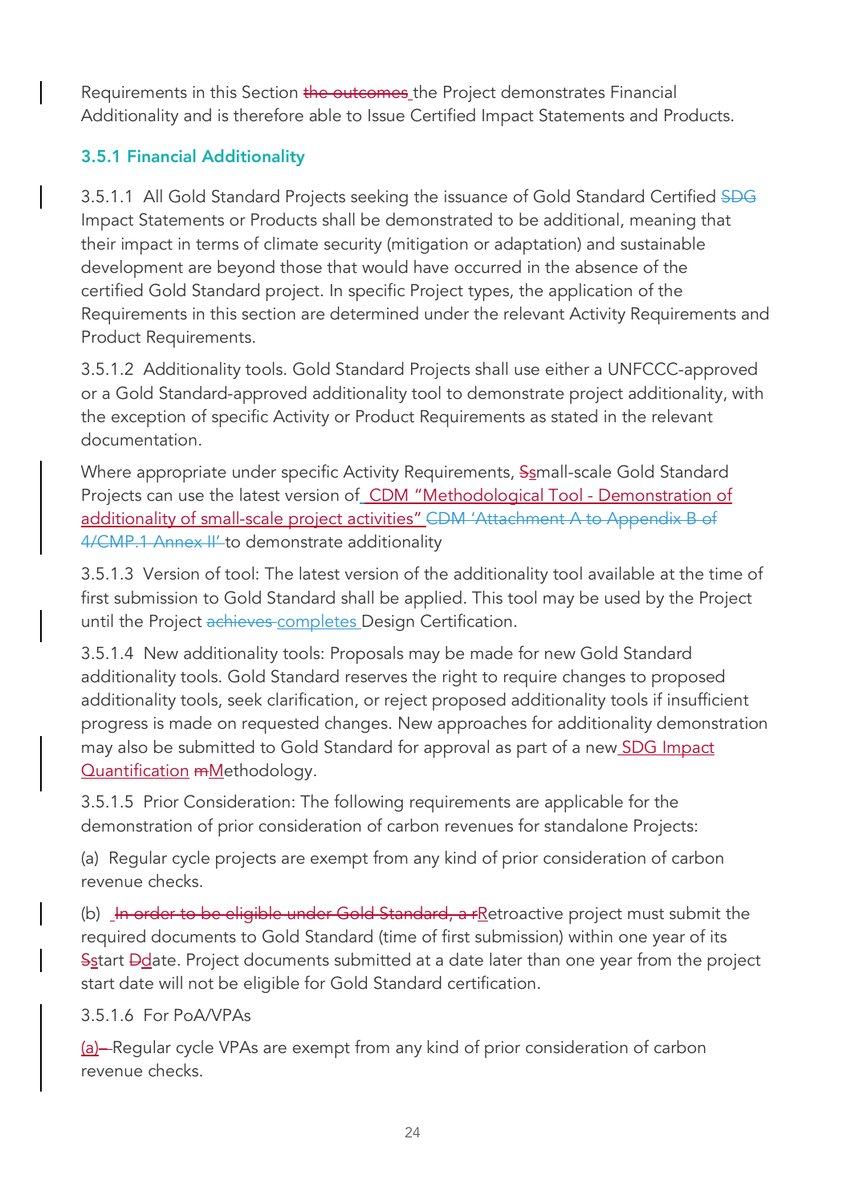Requirements in this Section ~~the outcomes~~ the Project demonstrates Financial Additionality and is therefore able to Issue Certified Impact Statements and Products.

### 3.5.1 Financial Additionality

3.5.1.1 All Gold Standard Projects seeking the issuance of Gold Standard Certified ~~SDG~~ Impact Statements or Products shall be demonstrated to be additional, meaning that their impact in terms of climate security (mitigation or adaptation) and sustainable development are beyond those that would have occurred in the absence of the certified Gold Standard project. In specific Project types, the application of the Requirements in this section are determined under the relevant Activity Requirements and Product Requirements.

3.5.1.2 Additionality tools. Gold Standard Projects shall use either a UNFCCC-approved or a Gold Standard-approved additionality tool to demonstrate project additionality, with the exception of specific Activity or Product Requirements as stated in the relevant documentation.

Where appropriate under specific Activity Requirements, ~~S~~small-scale Gold Standard Projects can use the latest version of CDM "Methodological Tool - Demonstration of additionality of small-scale project activities" ~~CDM 'Attachment A to Appendix B of 4/CMP.1 Annex II'~~ to demonstrate additionality

3.5.1.3 Version of tool: The latest version of the additionality tool available at the time of first submission to Gold Standard shall be applied. This tool may be used by the Project until the Project ~~achieves~~ completes Design Certification.

3.5.1.4 New additionality tools: Proposals may be made for new Gold Standard additionality tools. Gold Standard reserves the right to require changes to proposed additionality tools, seek clarification, or reject proposed additionality tools if insufficient progress is made on requested changes. New approaches for additionality demonstration may also be submitted to Gold Standard for approval as part of a new SDG Impact Quantification ~~m~~Methodology.

3.5.1.5 Prior Consideration: The following requirements are applicable for the demonstration of prior consideration of carbon revenues for standalone Projects:

(a) Regular cycle projects are exempt from any kind of prior consideration of carbon revenue checks.

(b) ~~In order to be eligible under Gold Standard, a r~~Retroactive project must submit the required documents to Gold Standard (time of first submission) within one year of its ~~S~~start ~~D~~date. Project documents submitted at a date later than one year from the project start date will not be eligible for Gold Standard certification.

3.5.1.6 For PoA/VPAs

(a) ~~-~~Regular cycle VPAs are exempt from any kind of prior consideration of carbon revenue checks.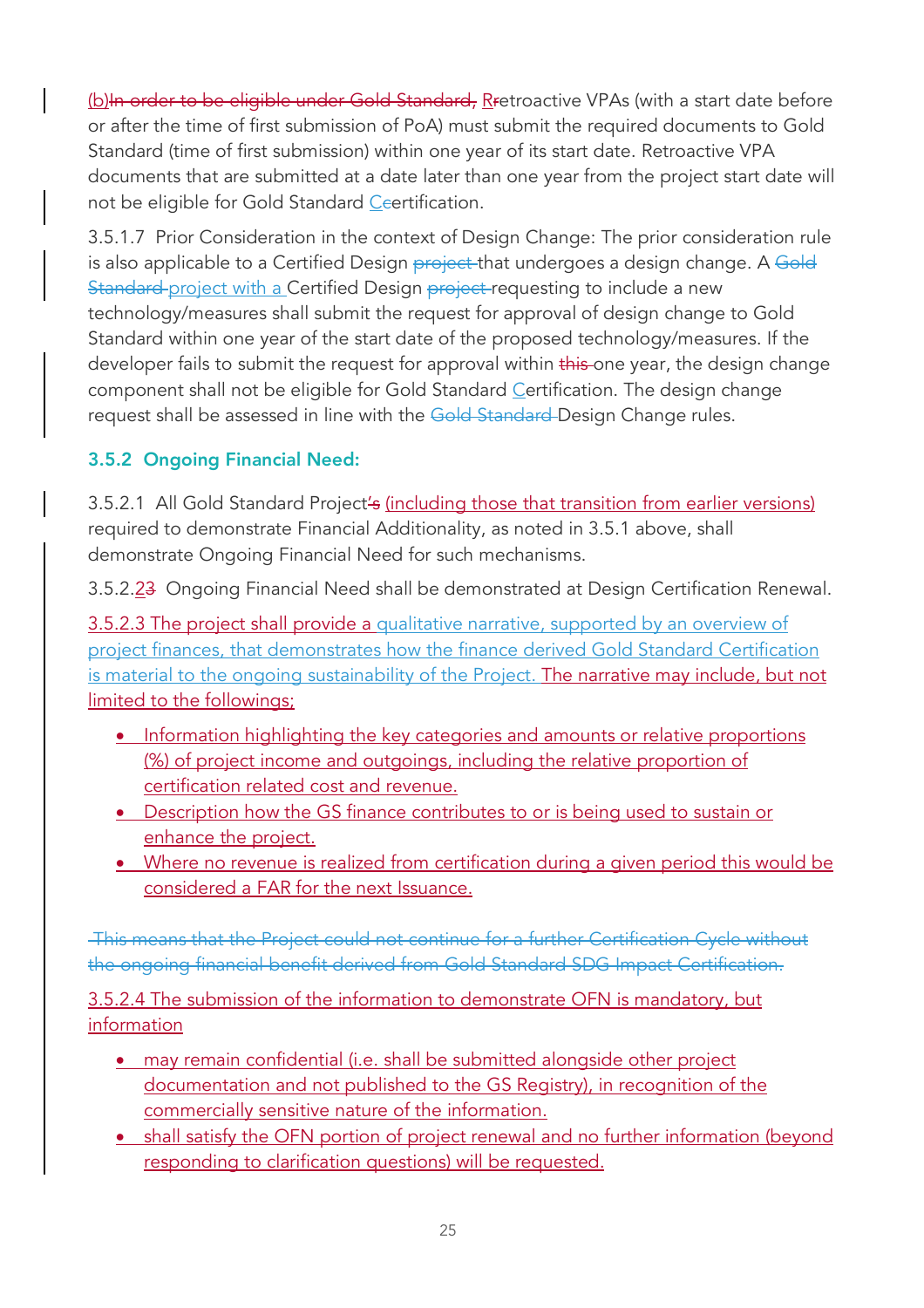(b)~~In order to be eligible under Gold Standard,~~ R~~r~~etroactive VPAs (with a start date before or after the time of first submission of PoA) must submit the required documents to Gold Standard (time of first submission) within one year of its start date. Retroactive VPA documents that are submitted at a date later than one year from the project start date will not be eligible for Gold Standard C~~c~~ertification.

3.5.1.7 Prior Consideration in the context of Design Change: The prior consideration rule is also applicable to a Certified Design ~~project~~ that undergoes a design change. A ~~Gold Standard~~ project with a Certified Design ~~project~~ requesting to include a new technology/measures shall submit the request for approval of design change to Gold Standard within one year of the start date of the proposed technology/measures. If the developer fails to submit the request for approval within ~~this~~ one year, the design change component shall not be eligible for Gold Standard C~~c~~ertification. The design change request shall be assessed in line with the ~~Gold Standard~~ Design Change rules.

### 3.5.2 Ongoing Financial Need:

3.5.2.1 All Gold Standard Project~~'s~~ (including those that transition from earlier versions) required to demonstrate Financial Additionality, as noted in 3.5.1 above, shall demonstrate Ongoing Financial Need for such mechanisms.

3.5.2.2~~3~~ Ongoing Financial Need shall be demonstrated at Design Certification Renewal.

3.5.2.3 The project shall provide a qualitative narrative, supported by an overview of project finances, that demonstrates how the finance derived Gold Standard Certification is material to the ongoing sustainability of the Project. The narrative may include, but not limited to the followings;

- Information highlighting the key categories and amounts or relative proportions (%) of project income and outgoings, including the relative proportion of certification related cost and revenue.
- Description how the GS finance contributes to or is being used to sustain or enhance the project.
- Where no revenue is realized from certification during a given period this would be considered a FAR for the next Issuance.

~~This means that the Project could not continue for a further Certification Cycle without the ongoing financial benefit derived from Gold Standard SDG Impact Certification.~~

3.5.2.4 The submission of the information to demonstrate OFN is mandatory, but information

- may remain confidential (i.e. shall be submitted alongside other project documentation and not published to the GS Registry), in recognition of the commercially sensitive nature of the information.
- shall satisfy the OFN portion of project renewal and no further information (beyond responding to clarification questions) will be requested.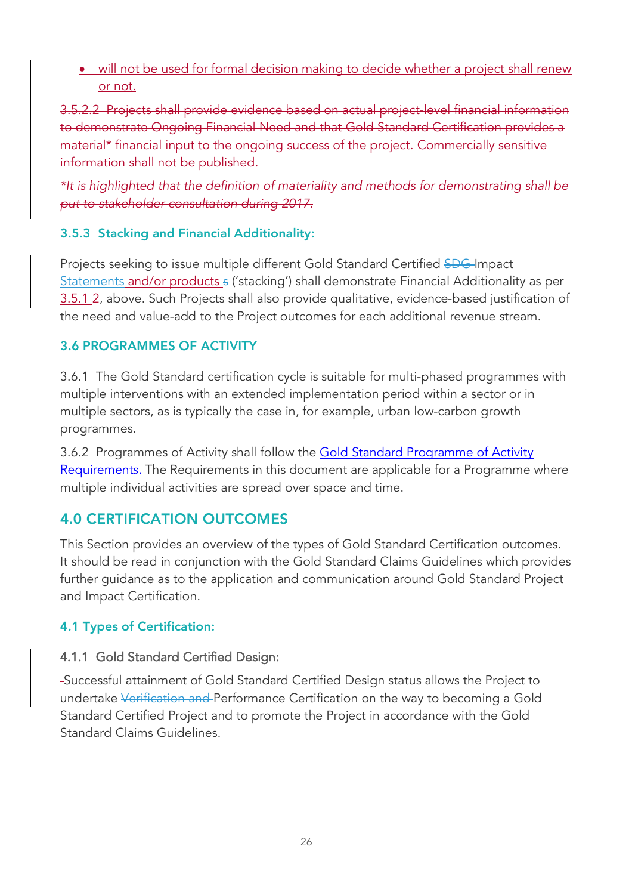- will not be used for formal decision making to decide whether a project shall renew or not.

~~3.5.2.2 Projects shall provide evidence based on actual project-level financial information to demonstrate Ongoing Financial Need and that Gold Standard Certification provides a material* financial input to the ongoing success of the project. Commercially sensitive information shall not be published.~~

~~*It is highlighted that the definition of materiality and methods for demonstrating shall be put to stakeholder consultation during 2017.*~~

### 3.5.3 Stacking and Financial Additionality:

Projects seeking to issue multiple different Gold Standard Certified ~~SDG~~ Impact Statements and/or products ~~s~~ ('stacking') shall demonstrate Financial Additionality as per 3.5.1 ~~2~~, above. Such Projects shall also provide qualitative, evidence-based justification of the need and value-add to the Project outcomes for each additional revenue stream.

### 3.6 PROGRAMMES OF ACTIVITY

3.6.1 The Gold Standard certification cycle is suitable for multi-phased programmes with multiple interventions with an extended implementation period within a sector or in multiple sectors, as is typically the case in, for example, urban low-carbon growth programmes.

3.6.2 Programmes of Activity shall follow the Gold Standard Programme of Activity Requirements. The Requirements in this document are applicable for a Programme where multiple individual activities are spread over space and time.

## 4.0 CERTIFICATION OUTCOMES

This Section provides an overview of the types of Gold Standard Certification outcomes. It should be read in conjunction with the Gold Standard Claims Guidelines which provides further guidance as to the application and communication around Gold Standard Project and Impact Certification.

### 4.1 Types of Certification:

#### 4.1.1 Gold Standard Certified Design:

Successful attainment of Gold Standard Certified Design status allows the Project to undertake ~~Verification and~~ Performance Certification on the way to becoming a Gold Standard Certified Project and to promote the Project in accordance with the Gold Standard Claims Guidelines.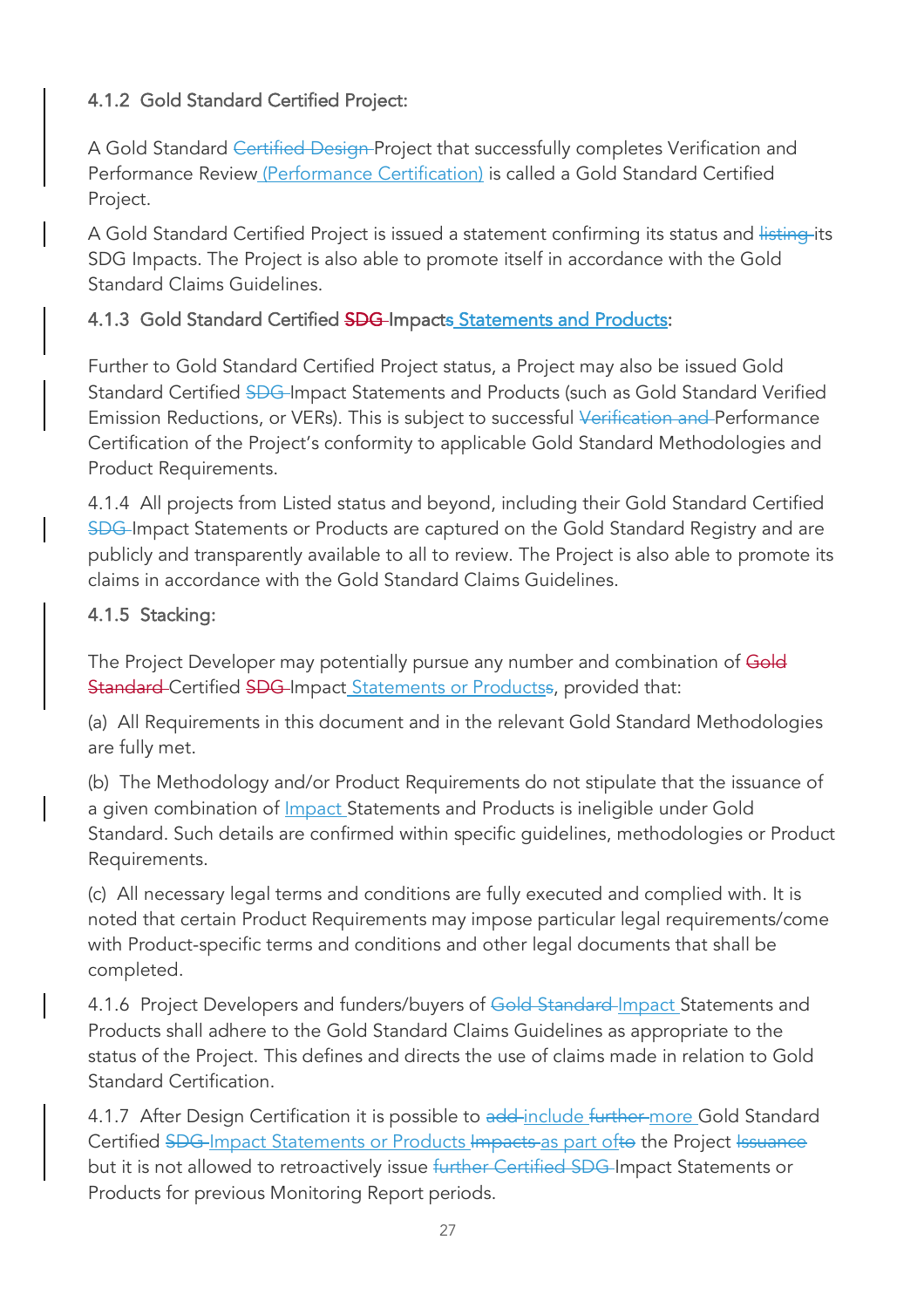### 4.1.2 Gold Standard Certified Project:

A Gold Standard ~~Certified Design~~ Project that successfully completes Verification and Performance Review (Performance Certification) is called a Gold Standard Certified Project.

A Gold Standard Certified Project is issued a statement confirming its status and ~~listing~~ its SDG Impacts. The Project is also able to promote itself in accordance with the Gold Standard Claims Guidelines.

### 4.1.3 Gold Standard Certified ~~SDG~~ Impacts Statements and Products:

Further to Gold Standard Certified Project status, a Project may also be issued Gold Standard Certified ~~SDG~~ Impact Statements and Products (such as Gold Standard Verified Emission Reductions, or VERs). This is subject to successful ~~Verification and~~ Performance Certification of the Project's conformity to applicable Gold Standard Methodologies and Product Requirements.

4.1.4 All projects from Listed status and beyond, including their Gold Standard Certified ~~SDG~~ Impact Statements or Products are captured on the Gold Standard Registry and are publicly and transparently available to all to review. The Project is also able to promote its claims in accordance with the Gold Standard Claims Guidelines.

### 4.1.5 Stacking:

The Project Developer may potentially pursue any number and combination of ~~Gold Standard~~ Certified ~~SDG~~ Impact Statements or Productss, provided that:

(a) All Requirements in this document and in the relevant Gold Standard Methodologies are fully met.

(b) The Methodology and/or Product Requirements do not stipulate that the issuance of a given combination of Impact Statements and Products is ineligible under Gold Standard. Such details are confirmed within specific guidelines, methodologies or Product Requirements.

(c) All necessary legal terms and conditions are fully executed and complied with. It is noted that certain Product Requirements may impose particular legal requirements/come with Product-specific terms and conditions and other legal documents that shall be completed.

4.1.6 Project Developers and funders/buyers of ~~Gold Standard~~ Impact Statements and Products shall adhere to the Gold Standard Claims Guidelines as appropriate to the status of the Project. This defines and directs the use of claims made in relation to Gold Standard Certification.

4.1.7 After Design Certification it is possible to ~~add~~ include ~~further~~ more Gold Standard Certified ~~SDG~~ Impact Statements or Products ~~Impacts~~ as part of~~to~~ the Project ~~Issuance~~ but it is not allowed to retroactively issue ~~further Certified SDG~~ Impact Statements or Products for previous Monitoring Report periods.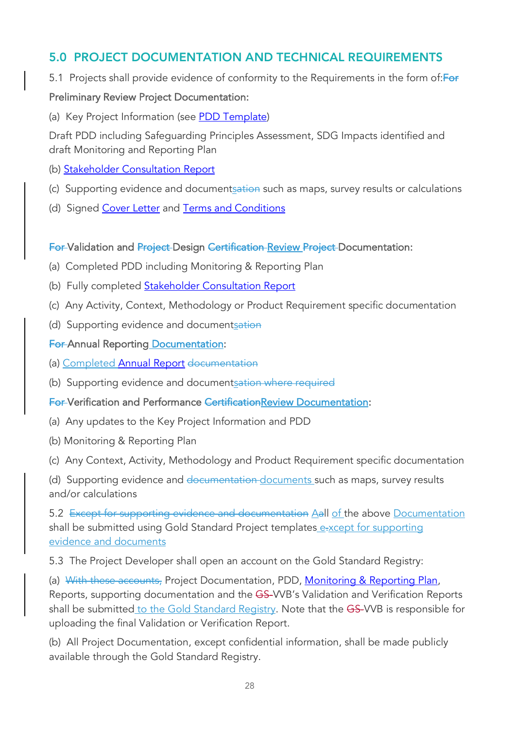## 5.0 PROJECT DOCUMENTATION AND TECHNICAL REQUIREMENTS

5.1 Projects shall provide evidence of conformity to the Requirements in the form of:~~For~~

Preliminary Review Project Documentation:

(a) Key Project Information (see PDD Template)

Draft PDD including Safeguarding Principles Assessment, SDG Impacts identified and draft Monitoring and Reporting Plan

(b) Stakeholder Consultation Report

(c) Supporting evidence and document~~sation~~ such as maps, survey results or calculations

(d) Signed Cover Letter and Terms and Conditions

~~For~~ Validation and ~~Project~~ Design ~~Certification~~ Review ~~Project~~ Documentation:

(a) Completed PDD including Monitoring & Reporting Plan

(b) Fully completed Stakeholder Consultation Report

(c) Any Activity, Context, Methodology or Product Requirement specific documentation

(d) Supporting evidence and document~~sation~~

~~For~~ Annual Reporting Documentation:

(a) Completed Annual Report ~~documentation~~

(b) Supporting evidence and document~~sation where required~~

~~For~~ Verification and Performance ~~Certification~~Review Documentation:

(a) Any updates to the Key Project Information and PDD

(b) Monitoring & Reporting Plan

(c) Any Context, Activity, Methodology and Product Requirement specific documentation

(d) Supporting evidence and ~~documentation~~ documents such as maps, survey results and/or calculations

5.2 ~~Except for supporting evidence and documentation~~ A~~a~~ll of the above Documentation shall be submitted using Gold Standard Project templates e~~.~~xcept for supporting evidence and documents

5.3 The Project Developer shall open an account on the Gold Standard Registry:

(a) ~~With these accounts,~~ Project Documentation, PDD, Monitoring & Reporting Plan, Reports, supporting documentation and the ~~GS-~~VVB's Validation and Verification Reports shall be submitted to the Gold Standard Registry. Note that the ~~GS-~~VVB is responsible for uploading the final Validation or Verification Report.

(b) All Project Documentation, except confidential information, shall be made publicly available through the Gold Standard Registry.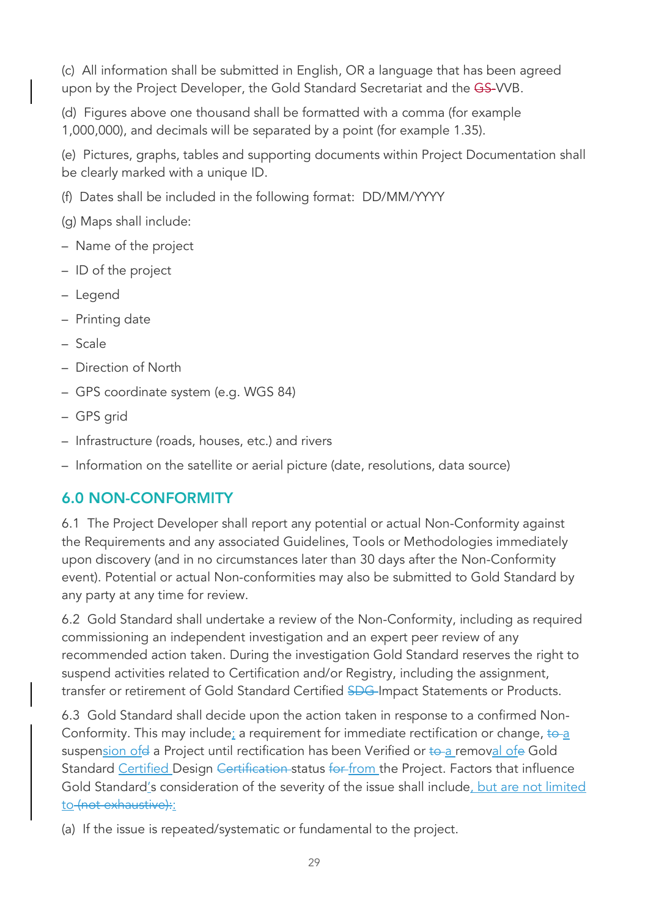(c) All information shall be submitted in English, OR a language that has been agreed upon by the Project Developer, the Gold Standard Secretariat and the ~~GS~~ VVB.

(d) Figures above one thousand shall be formatted with a comma (for example 1,000,000), and decimals will be separated by a point (for example 1.35).

(e) Pictures, graphs, tables and supporting documents within Project Documentation shall be clearly marked with a unique ID.

(f) Dates shall be included in the following format: DD/MM/YYYY

(g) Maps shall include:

- Name of the project
- ID of the project
- Legend
- Printing date
- Scale
- Direction of North
- GPS coordinate system (e.g. WGS 84)
- GPS grid
- Infrastructure (roads, houses, etc.) and rivers
- Information on the satellite or aerial picture (date, resolutions, data source)

## 6.0 NON-CONFORMITY

6.1 The Project Developer shall report any potential or actual Non-Conformity against the Requirements and any associated Guidelines, Tools or Methodologies immediately upon discovery (and in no circumstances later than 30 days after the Non-Conformity event). Potential or actual Non-conformities may also be submitted to Gold Standard by any party at any time for review.

6.2 Gold Standard shall undertake a review of the Non-Conformity, including as required commissioning an independent investigation and an expert peer review of any recommended action taken. During the investigation Gold Standard reserves the right to suspend activities related to Certification and/or Registry, including the assignment, transfer or retirement of Gold Standard Certified ~~SDG~~ Impact Statements or Products.

6.3 Gold Standard shall decide upon the action taken in response to a confirmed Non-Conformity. This may include; a requirement for immediate rectification or change, ~~to~~ a suspension of~~d~~ a Project until rectification has been Verified or ~~to~~ a removal of~~e~~ Gold Standard Certified Design ~~Certification~~ status ~~for~~ from the Project. Factors that influence Gold Standard's consideration of the severity of the issue shall include, but are not limited to ~~(not exhaustive):~~:

(a) If the issue is repeated/systematic or fundamental to the project.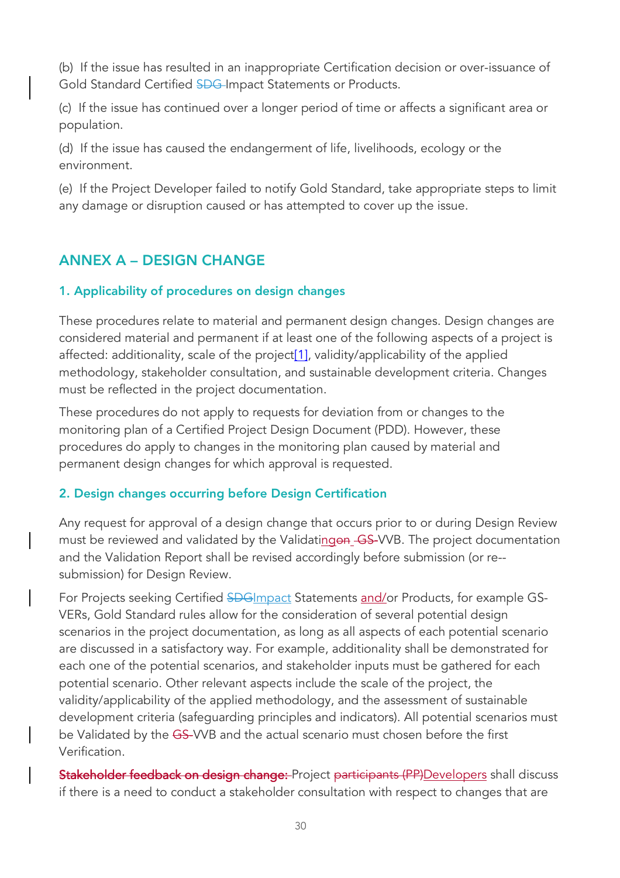(b) If the issue has resulted in an inappropriate Certification decision or over-issuance of Gold Standard Certified ~~SDG~~ Impact Statements or Products.

(c) If the issue has continued over a longer period of time or affects a significant area or population.

(d) If the issue has caused the endangerment of life, livelihoods, ecology or the environment.

(e) If the Project Developer failed to notify Gold Standard, take appropriate steps to limit any damage or disruption caused or has attempted to cover up the issue.

## ANNEX A – DESIGN CHANGE

### 1. Applicability of procedures on design changes

These procedures relate to material and permanent design changes. Design changes are considered material and permanent if at least one of the following aspects of a project is affected: additionality, scale of the project[1], validity/applicability of the applied methodology, stakeholder consultation, and sustainable development criteria. Changes must be reflected in the project documentation.

These procedures do not apply to requests for deviation from or changes to the monitoring plan of a Certified Project Design Document (PDD). However, these procedures do apply to changes in the monitoring plan caused by material and permanent design changes for which approval is requested.

### 2. Design changes occurring before Design Certification

Any request for approval of a design change that occurs prior to or during Design Review must be reviewed and validated by the Validating~~on~~ ~~GS-~~VVB. The project documentation and the Validation Report shall be revised accordingly before submission (or re--submission) for Design Review.

For Projects seeking Certified ~~SDG~~Impact Statements and/or Products, for example GS-VERs, Gold Standard rules allow for the consideration of several potential design scenarios in the project documentation, as long as all aspects of each potential scenario are discussed in a satisfactory way. For example, additionality shall be demonstrated for each one of the potential scenarios, and stakeholder inputs must be gathered for each potential scenario. Other relevant aspects include the scale of the project, the validity/applicability of the applied methodology, and the assessment of sustainable development criteria (safeguarding principles and indicators). All potential scenarios must be Validated by the ~~GS-~~VVB and the actual scenario must chosen before the first Verification.

~~Stakeholder feedback on design change:~~ Project ~~participants (PP)~~Developers shall discuss if there is a need to conduct a stakeholder consultation with respect to changes that are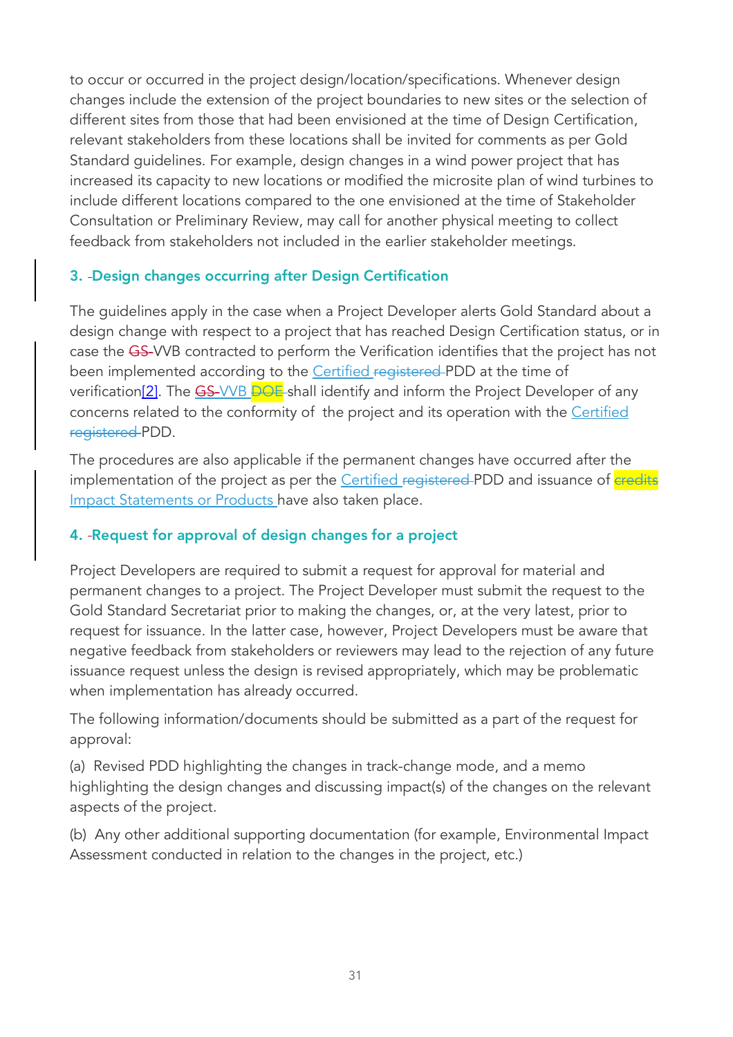to occur or occurred in the project design/location/specifications. Whenever design changes include the extension of the project boundaries to new sites or the selection of different sites from those that had been envisioned at the time of Design Certification, relevant stakeholders from these locations shall be invited for comments as per Gold Standard guidelines. For example, design changes in a wind power project that has increased its capacity to new locations or modified the microsite plan of wind turbines to include different locations compared to the one envisioned at the time of Stakeholder Consultation or Preliminary Review, may call for another physical meeting to collect feedback from stakeholders not included in the earlier stakeholder meetings.

### 3. Design changes occurring after Design Certification

The guidelines apply in the case when a Project Developer alerts Gold Standard about a design change with respect to a project that has reached Design Certification status, or in case the ~~GS~~ VVB contracted to perform the Verification identifies that the project has not been implemented according to the Certified ~~registered~~ PDD at the time of verification[2]. The ~~GS~~ VVB ~~DOE~~ shall identify and inform the Project Developer of any concerns related to the conformity of the project and its operation with the Certified ~~registered~~ PDD.

The procedures are also applicable if the permanent changes have occurred after the implementation of the project as per the Certified ~~registered~~ PDD and issuance of ~~credits~~ Impact Statements or Products have also taken place.

### 4. Request for approval of design changes for a project

Project Developers are required to submit a request for approval for material and permanent changes to a project. The Project Developer must submit the request to the Gold Standard Secretariat prior to making the changes, or, at the very latest, prior to request for issuance. In the latter case, however, Project Developers must be aware that negative feedback from stakeholders or reviewers may lead to the rejection of any future issuance request unless the design is revised appropriately, which may be problematic when implementation has already occurred.

The following information/documents should be submitted as a part of the request for approval:

(a) Revised PDD highlighting the changes in track-change mode, and a memo highlighting the design changes and discussing impact(s) of the changes on the relevant aspects of the project.

(b) Any other additional supporting documentation (for example, Environmental Impact Assessment conducted in relation to the changes in the project, etc.)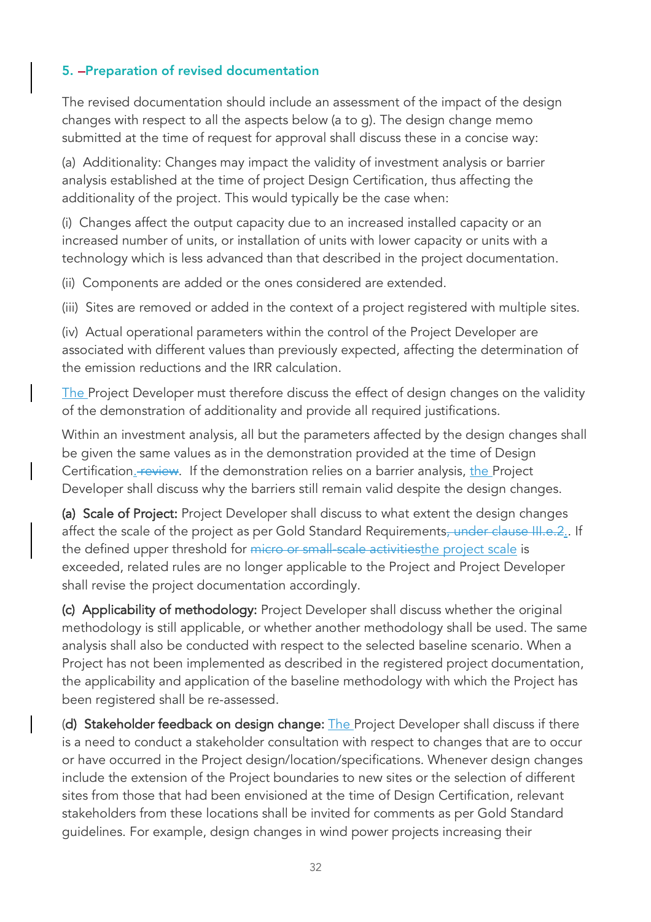### 5. Preparation of revised documentation

The revised documentation should include an assessment of the impact of the design changes with respect to all the aspects below (a to g). The design change memo submitted at the time of request for approval shall discuss these in a concise way:

(a) Additionality: Changes may impact the validity of investment analysis or barrier analysis established at the time of project Design Certification, thus affecting the additionality of the project. This would typically be the case when:

(i) Changes affect the output capacity due to an increased installed capacity or an increased number of units, or installation of units with lower capacity or units with a technology which is less advanced than that described in the project documentation.

(ii) Components are added or the ones considered are extended.

(iii) Sites are removed or added in the context of a project registered with multiple sites.

(iv) Actual operational parameters within the control of the Project Developer are associated with different values than previously expected, affecting the determination of the emission reductions and the IRR calculation.

The Project Developer must therefore discuss the effect of design changes on the validity of the demonstration of additionality and provide all required justifications.

Within an investment analysis, all but the parameters affected by the design changes shall be given the same values as in the demonstration provided at the time of Design Certification.~~ review~~. If the demonstration relies on a barrier analysis, the Project Developer shall discuss why the barriers still remain valid despite the design changes.

**(a) Scale of Project:** Project Developer shall discuss to what extent the design changes affect the scale of the project as per Gold Standard Requirements~~, under clause III.e.2.~~. If the defined upper threshold for ~~micro or small-scale activities~~the project scale is exceeded, related rules are no longer applicable to the Project and Project Developer shall revise the project documentation accordingly.

**(c) Applicability of methodology:** Project Developer shall discuss whether the original methodology is still applicable, or whether another methodology shall be used. The same analysis shall also be conducted with respect to the selected baseline scenario. When a Project has not been implemented as described in the registered project documentation, the applicability and application of the baseline methodology with which the Project has been registered shall be re-assessed.

**(d) Stakeholder feedback on design change:** The Project Developer shall discuss if there is a need to conduct a stakeholder consultation with respect to changes that are to occur or have occurred in the Project design/location/specifications. Whenever design changes include the extension of the Project boundaries to new sites or the selection of different sites from those that had been envisioned at the time of Design Certification, relevant stakeholders from these locations shall be invited for comments as per Gold Standard guidelines. For example, design changes in wind power projects increasing their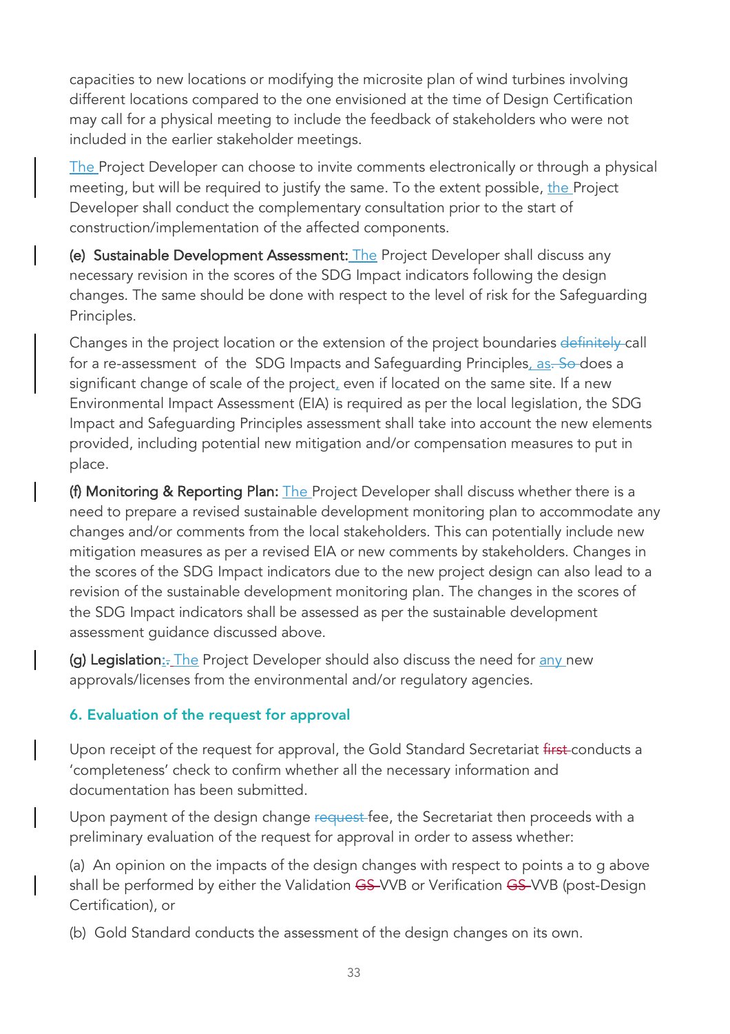capacities to new locations or modifying the microsite plan of wind turbines involving different locations compared to the one envisioned at the time of Design Certification may call for a physical meeting to include the feedback of stakeholders who were not included in the earlier stakeholder meetings.

The Project Developer can choose to invite comments electronically or through a physical meeting, but will be required to justify the same. To the extent possible, the Project Developer shall conduct the complementary consultation prior to the start of construction/implementation of the affected components.

**(e) Sustainable Development Assessment:** The Project Developer shall discuss any necessary revision in the scores of the SDG Impact indicators following the design changes. The same should be done with respect to the level of risk for the Safeguarding Principles.

Changes in the project location or the extension of the project boundaries ~~definitely~~ call for a re-assessment of the SDG Impacts and Safeguarding Principles, as~~. So~~ does a significant change of scale of the project, even if located on the same site. If a new Environmental Impact Assessment (EIA) is required as per the local legislation, the SDG Impact and Safeguarding Principles assessment shall take into account the new elements provided, including potential new mitigation and/or compensation measures to put in place.

**(f) Monitoring & Reporting Plan:** The Project Developer shall discuss whether there is a need to prepare a revised sustainable development monitoring plan to accommodate any changes and/or comments from the local stakeholders. This can potentially include new mitigation measures as per a revised EIA or new comments by stakeholders. Changes in the scores of the SDG Impact indicators due to the new project design can also lead to a revision of the sustainable development monitoring plan. The changes in the scores of the SDG Impact indicators shall be assessed as per the sustainable development assessment guidance discussed above.

**(g) Legislation:**~~.~~ The Project Developer should also discuss the need for any new approvals/licenses from the environmental and/or regulatory agencies.

## 6. Evaluation of the request for approval

Upon receipt of the request for approval, the Gold Standard Secretariat ~~first~~ conducts a 'completeness' check to confirm whether all the necessary information and documentation has been submitted.

Upon payment of the design change ~~request~~ fee, the Secretariat then proceeds with a preliminary evaluation of the request for approval in order to assess whether:

(a) An opinion on the impacts of the design changes with respect to points a to g above shall be performed by either the Validation ~~GS~~ VVB or Verification ~~GS~~ VVB (post-Design Certification), or

(b) Gold Standard conducts the assessment of the design changes on its own.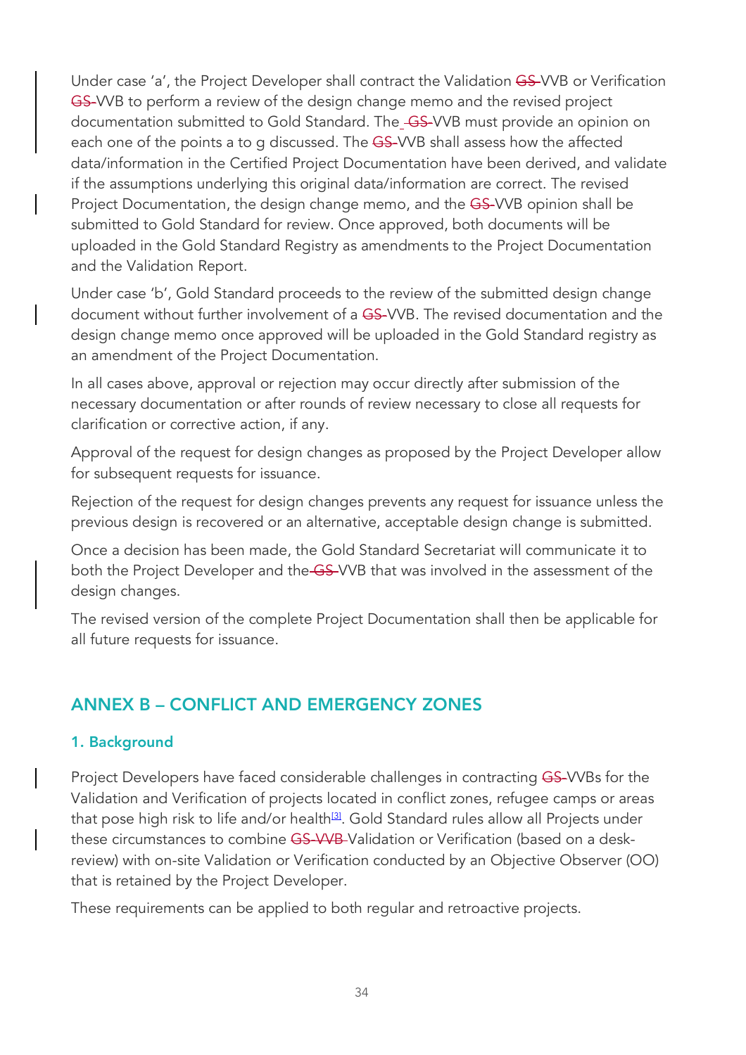Under case 'a', the Project Developer shall contract the Validation ~~GS-~~VVB or Verification ~~GS-~~VVB to perform a review of the design change memo and the revised project documentation submitted to Gold Standard. The ~~GS-~~VVB must provide an opinion on each one of the points a to g discussed. The ~~GS-~~VVB shall assess how the affected data/information in the Certified Project Documentation have been derived, and validate if the assumptions underlying this original data/information are correct. The revised Project Documentation, the design change memo, and the ~~GS-~~VVB opinion shall be submitted to Gold Standard for review. Once approved, both documents will be uploaded in the Gold Standard Registry as amendments to the Project Documentation and the Validation Report.

Under case 'b', Gold Standard proceeds to the review of the submitted design change document without further involvement of a ~~GS-~~VVB. The revised documentation and the design change memo once approved will be uploaded in the Gold Standard registry as an amendment of the Project Documentation.

In all cases above, approval or rejection may occur directly after submission of the necessary documentation or after rounds of review necessary to close all requests for clarification or corrective action, if any.

Approval of the request for design changes as proposed by the Project Developer allow for subsequent requests for issuance.

Rejection of the request for design changes prevents any request for issuance unless the previous design is recovered or an alternative, acceptable design change is submitted.

Once a decision has been made, the Gold Standard Secretariat will communicate it to both the Project Developer and the ~~GS-~~VVB that was involved in the assessment of the design changes.

The revised version of the complete Project Documentation shall then be applicable for all future requests for issuance.

## ANNEX B – CONFLICT AND EMERGENCY ZONES

### 1. Background

Project Developers have faced considerable challenges in contracting ~~GS-~~VVBs for the Validation and Verification of projects located in conflict zones, refugee camps or areas that pose high risk to life and/or health[3]. Gold Standard rules allow all Projects under these circumstances to combine ~~GS-VVB~~ Validation or Verification (based on a desk-review) with on-site Validation or Verification conducted by an Objective Observer (OO) that is retained by the Project Developer.

These requirements can be applied to both regular and retroactive projects.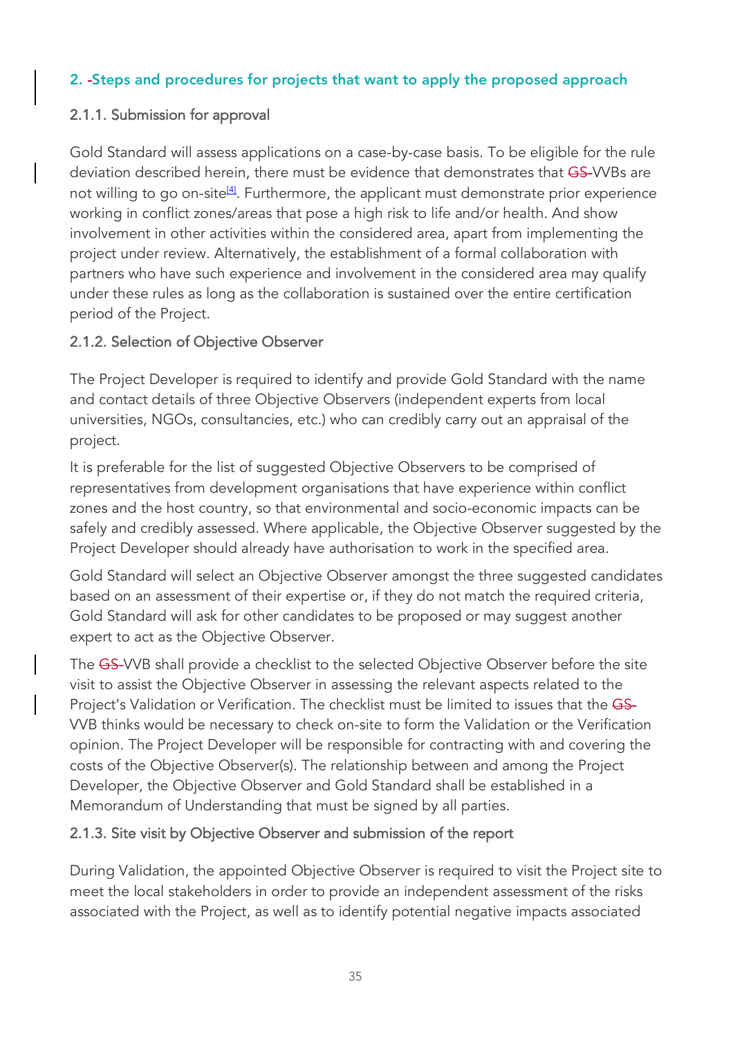## 2. -Steps and procedures for projects that want to apply the proposed approach

### 2.1.1. Submission for approval

Gold Standard will assess applications on a case-by-case basis. To be eligible for the rule deviation described herein, there must be evidence that demonstrates that ~~GS~~-VVBs are not willing to go on-site[4]. Furthermore, the applicant must demonstrate prior experience working in conflict zones/areas that pose a high risk to life and/or health. And show involvement in other activities within the considered area, apart from implementing the project under review. Alternatively, the establishment of a formal collaboration with partners who have such experience and involvement in the considered area may qualify under these rules as long as the collaboration is sustained over the entire certification period of the Project.

### 2.1.2. Selection of Objective Observer

The Project Developer is required to identify and provide Gold Standard with the name and contact details of three Objective Observers (independent experts from local universities, NGOs, consultancies, etc.) who can credibly carry out an appraisal of the project.

It is preferable for the list of suggested Objective Observers to be comprised of representatives from development organisations that have experience within conflict zones and the host country, so that environmental and socio-economic impacts can be safely and credibly assessed. Where applicable, the Objective Observer suggested by the Project Developer should already have authorisation to work in the specified area.

Gold Standard will select an Objective Observer amongst the three suggested candidates based on an assessment of their expertise or, if they do not match the required criteria, Gold Standard will ask for other candidates to be proposed or may suggest another expert to act as the Objective Observer.

The ~~GS~~-VVB shall provide a checklist to the selected Objective Observer before the site visit to assist the Objective Observer in assessing the relevant aspects related to the Project's Validation or Verification. The checklist must be limited to issues that the ~~GS~~-VVB thinks would be necessary to check on-site to form the Validation or the Verification opinion. The Project Developer will be responsible for contracting with and covering the costs of the Objective Observer(s). The relationship between and among the Project Developer, the Objective Observer and Gold Standard shall be established in a Memorandum of Understanding that must be signed by all parties.

### 2.1.3. Site visit by Objective Observer and submission of the report

During Validation, the appointed Objective Observer is required to visit the Project site to meet the local stakeholders in order to provide an independent assessment of the risks associated with the Project, as well as to identify potential negative impacts associated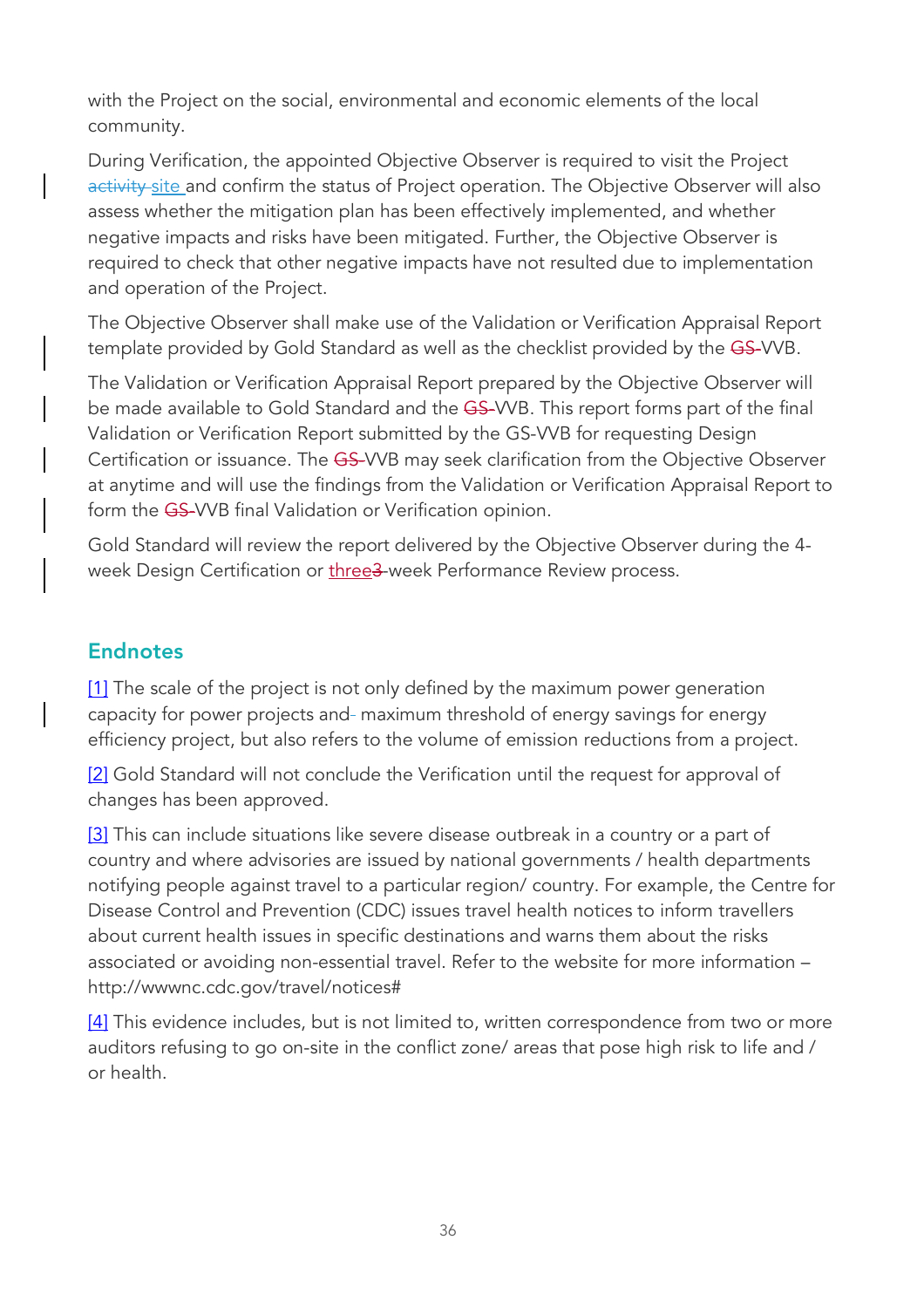with the Project on the social, environmental and economic elements of the local community.

During Verification, the appointed Objective Observer is required to visit the Project ~~activity~~ site and confirm the status of Project operation. The Objective Observer will also assess whether the mitigation plan has been effectively implemented, and whether negative impacts and risks have been mitigated. Further, the Objective Observer is required to check that other negative impacts have not resulted due to implementation and operation of the Project.

The Objective Observer shall make use of the Validation or Verification Appraisal Report template provided by Gold Standard as well as the checklist provided by the ~~GS-~~VVB.

The Validation or Verification Appraisal Report prepared by the Objective Observer will be made available to Gold Standard and the ~~GS-~~VVB. This report forms part of the final Validation or Verification Report submitted by the GS-VVB for requesting Design Certification or issuance. The ~~GS-~~VVB may seek clarification from the Objective Observer at anytime and will use the findings from the Validation or Verification Appraisal Report to form the ~~GS-~~VVB final Validation or Verification opinion.

Gold Standard will review the report delivered by the Objective Observer during the 4-week Design Certification or three~~3~~-week Performance Review process.

## Endnotes

[1] The scale of the project is not only defined by the maximum power generation capacity for power projects and maximum threshold of energy savings for energy efficiency project, but also refers to the volume of emission reductions from a project.

[2] Gold Standard will not conclude the Verification until the request for approval of changes has been approved.

[3] This can include situations like severe disease outbreak in a country or a part of country and where advisories are issued by national governments / health departments notifying people against travel to a particular region/ country. For example, the Centre for Disease Control and Prevention (CDC) issues travel health notices to inform travellers about current health issues in specific destinations and warns them about the risks associated or avoiding non-essential travel. Refer to the website for more information – http://wwwnc.cdc.gov/travel/notices#

[4] This evidence includes, but is not limited to, written correspondence from two or more auditors refusing to go on-site in the conflict zone/ areas that pose high risk to life and / or health.